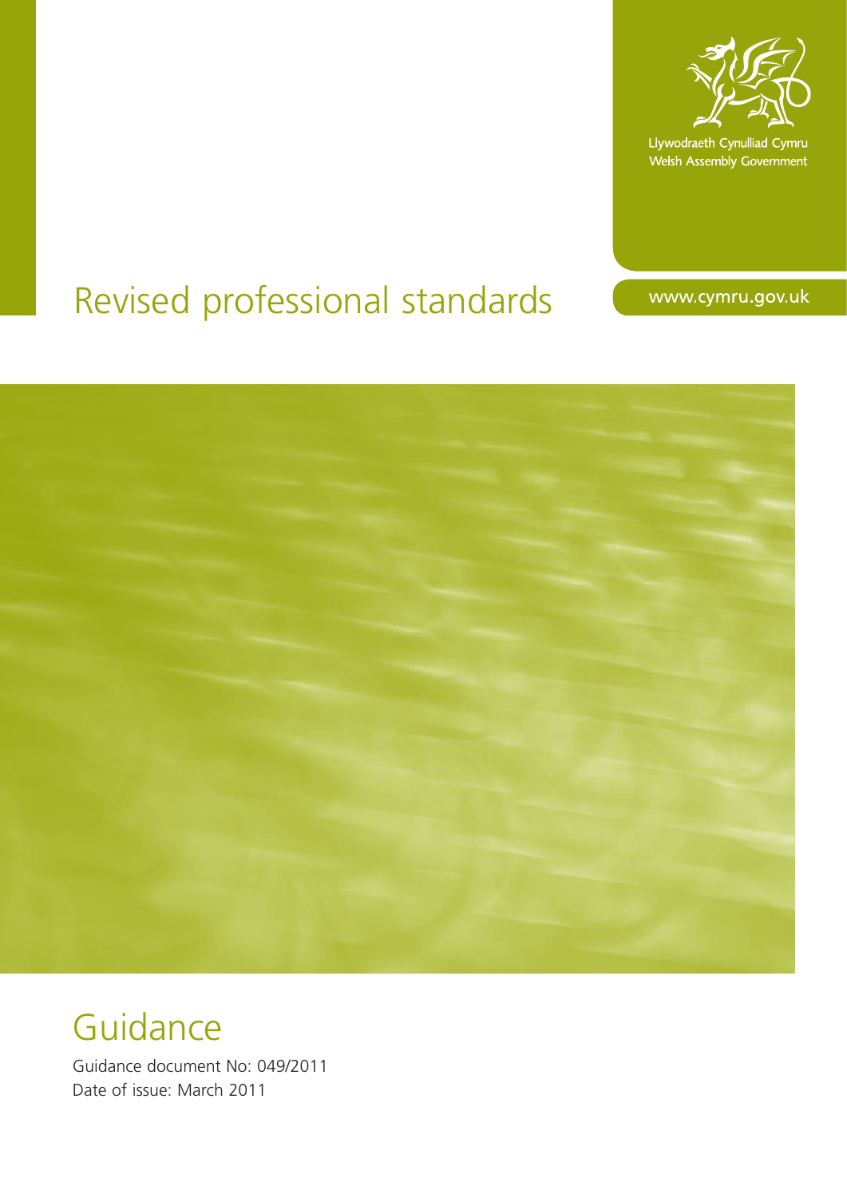Llywodraeth Cynulliad Cymru
Welsh Assembly Government

# Revised professional standards

www.cymru.gov.uk

## Guidance

Guidance document No: 049/2011
Date of issue: March 2011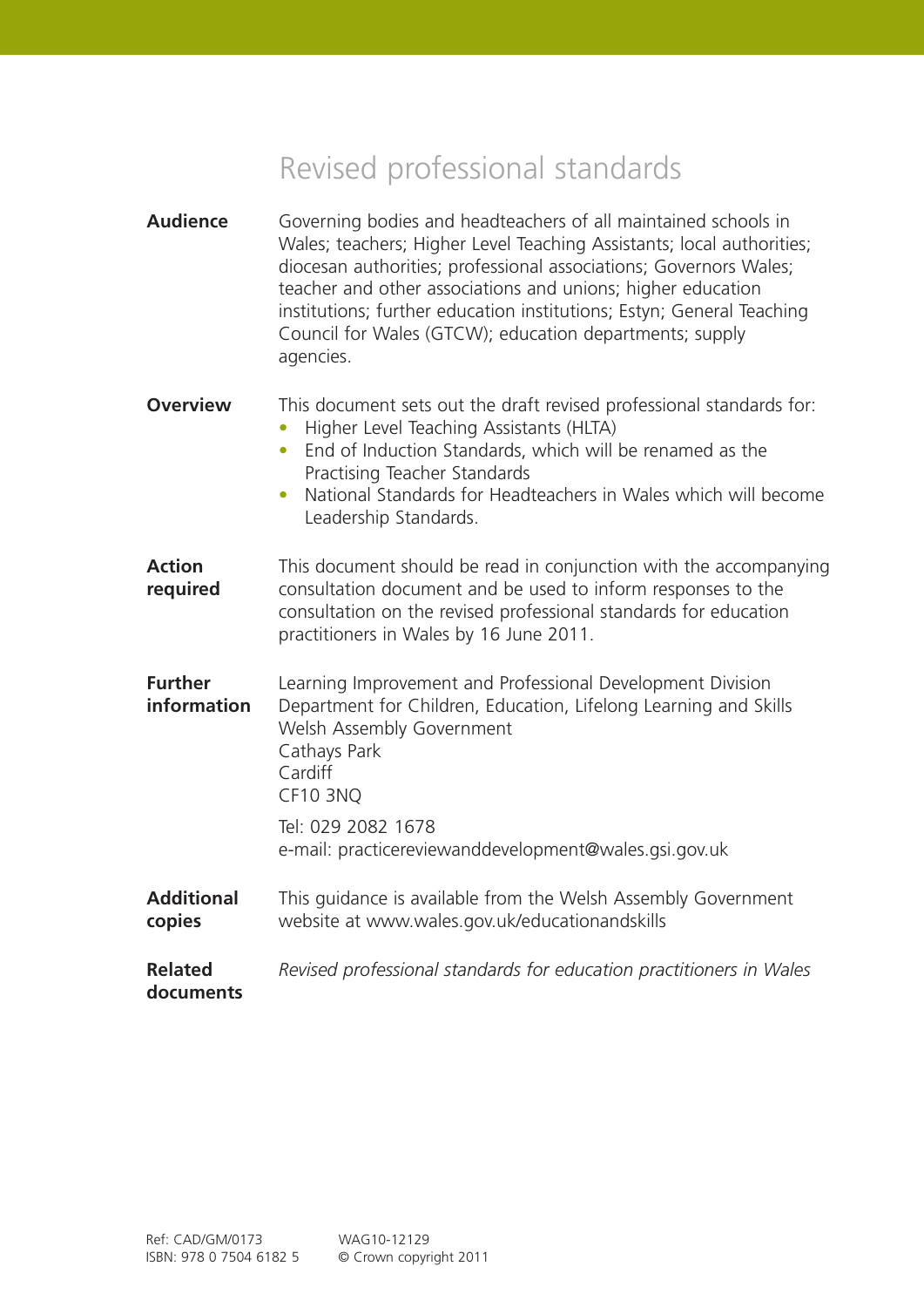# Revised professional standards

**Audience** Governing bodies and headteachers of all maintained schools in Wales; teachers; Higher Level Teaching Assistants; local authorities; diocesan authorities; professional associations; Governors Wales; teacher and other associations and unions; higher education institutions; further education institutions; Estyn; General Teaching Council for Wales (GTCW); education departments; supply agencies.

**Overview** This document sets out the draft revised professional standards for:

- Higher Level Teaching Assistants (HLTA)
- End of Induction Standards, which will be renamed as the Practising Teacher Standards
- National Standards for Headteachers in Wales which will become Leadership Standards.

**Action required** This document should be read in conjunction with the accompanying consultation document and be used to inform responses to the consultation on the revised professional standards for education practitioners in Wales by 16 June 2011.

**Further information** Learning Improvement and Professional Development Division
Department for Children, Education, Lifelong Learning and Skills
Welsh Assembly Government
Cathays Park
Cardiff
CF10 3NQ

Tel: 029 2082 1678
e-mail: practicereviewanddevelopment@wales.gsi.gov.uk

**Additional copies** This guidance is available from the Welsh Assembly Government website at www.wales.gov.uk/educationandskills

**Related documents** *Revised professional standards for education practitioners in Wales*

Ref: CAD/GM/0173
ISBN: 978 0 7504 6182 5

WAG10-12129
© Crown copyright 2011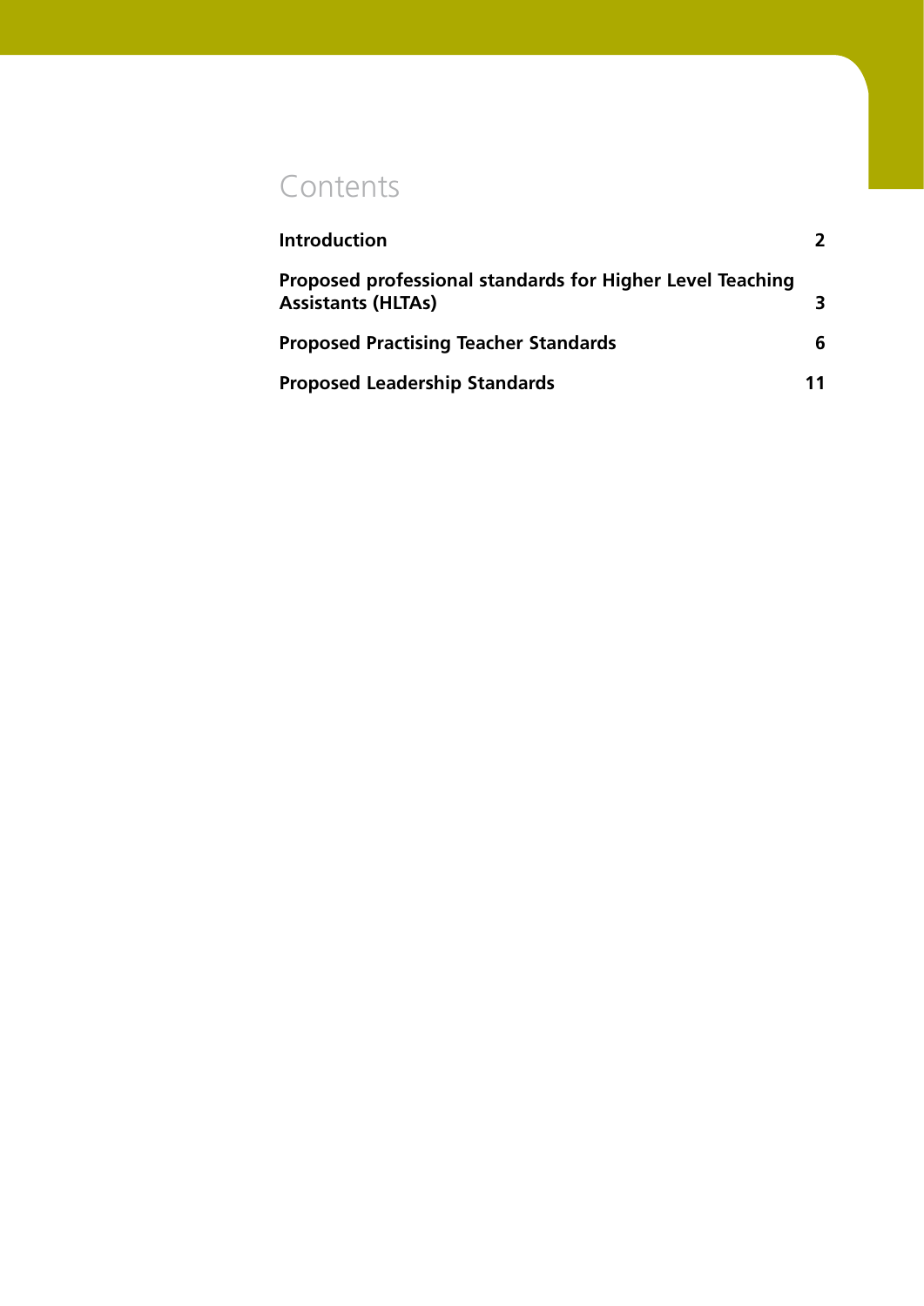# Contents

| | |
|---|---|
| **Introduction** | **2** |
| **Proposed professional standards for Higher Level Teaching Assistants (HLTAs)** | **3** |
| **Proposed Practising Teacher Standards** | **6** |
| **Proposed Leadership Standards** | **11** |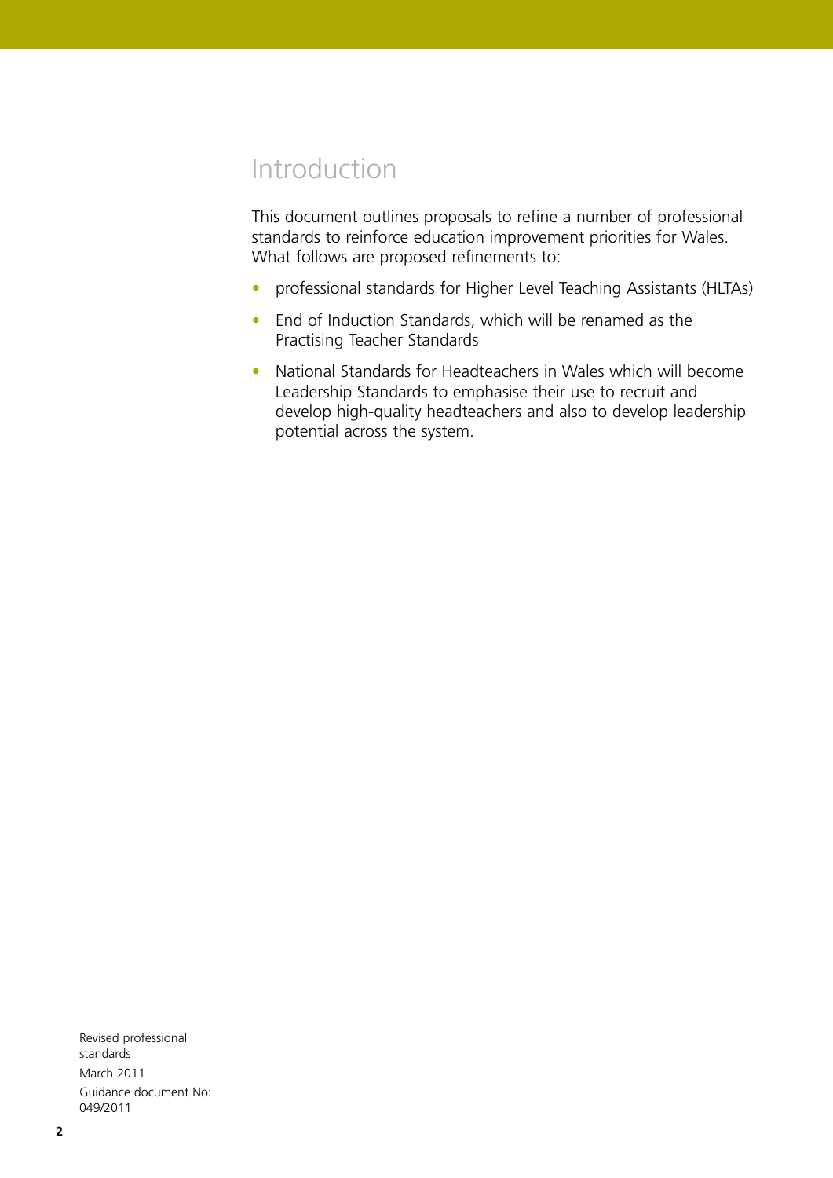# Introduction

This document outlines proposals to refine a number of professional standards to reinforce education improvement priorities for Wales. What follows are proposed refinements to:

- professional standards for Higher Level Teaching Assistants (HLTAs)
- End of Induction Standards, which will be renamed as the Practising Teacher Standards
- National Standards for Headteachers in Wales which will become Leadership Standards to emphasise their use to recruit and develop high-quality headteachers and also to develop leadership potential across the system.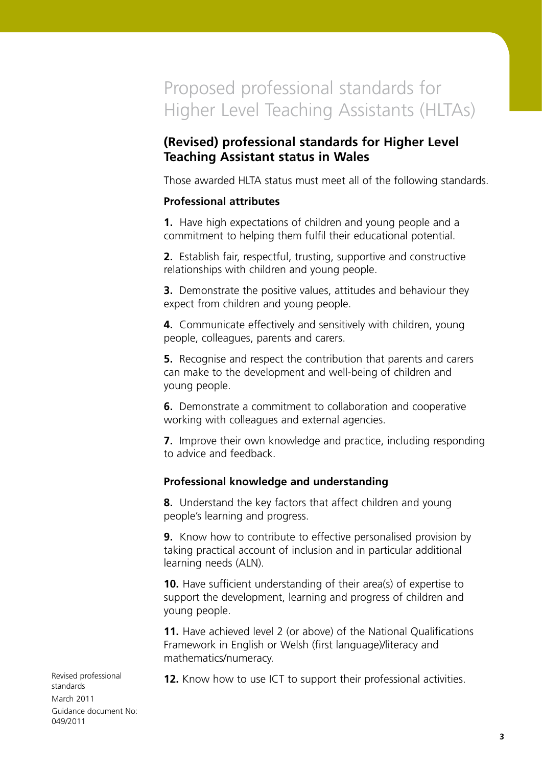# Proposed professional standards for Higher Level Teaching Assistants (HLTAs)

## (Revised) professional standards for Higher Level Teaching Assistant status in Wales

Those awarded HLTA status must meet all of the following standards.

### Professional attributes

**1.** Have high expectations of children and young people and a commitment to helping them fulfil their educational potential.

**2.** Establish fair, respectful, trusting, supportive and constructive relationships with children and young people.

**3.** Demonstrate the positive values, attitudes and behaviour they expect from children and young people.

**4.** Communicate effectively and sensitively with children, young people, colleagues, parents and carers.

**5.** Recognise and respect the contribution that parents and carers can make to the development and well-being of children and young people.

**6.** Demonstrate a commitment to collaboration and cooperative working with colleagues and external agencies.

**7.** Improve their own knowledge and practice, including responding to advice and feedback.

### Professional knowledge and understanding

**8.** Understand the key factors that affect children and young people's learning and progress.

**9.** Know how to contribute to effective personalised provision by taking practical account of inclusion and in particular additional learning needs (ALN).

**10.** Have sufficient understanding of their area(s) of expertise to support the development, learning and progress of children and young people.

**11.** Have achieved level 2 (or above) of the National Qualifications Framework in English or Welsh (first language)/literacy and mathematics/numeracy.

**12.** Know how to use ICT to support their professional activities.

Revised professional standards
March 2011
Guidance document No: 049/2011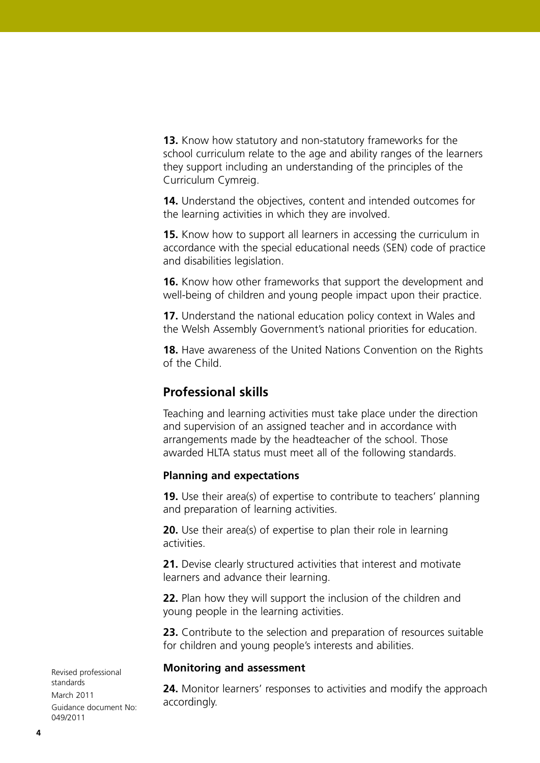**13.** Know how statutory and non-statutory frameworks for the school curriculum relate to the age and ability ranges of the learners they support including an understanding of the principles of the Curriculum Cymreig.

**14.** Understand the objectives, content and intended outcomes for the learning activities in which they are involved.

**15.** Know how to support all learners in accessing the curriculum in accordance with the special educational needs (SEN) code of practice and disabilities legislation.

**16.** Know how other frameworks that support the development and well-being of children and young people impact upon their practice.

**17.** Understand the national education policy context in Wales and the Welsh Assembly Government's national priorities for education.

**18.** Have awareness of the United Nations Convention on the Rights of the Child.

## Professional skills

Teaching and learning activities must take place under the direction and supervision of an assigned teacher and in accordance with arrangements made by the headteacher of the school. Those awarded HLTA status must meet all of the following standards.

### Planning and expectations

**19.** Use their area(s) of expertise to contribute to teachers' planning and preparation of learning activities.

**20.** Use their area(s) of expertise to plan their role in learning activities.

**21.** Devise clearly structured activities that interest and motivate learners and advance their learning.

**22.** Plan how they will support the inclusion of the children and young people in the learning activities.

**23.** Contribute to the selection and preparation of resources suitable for children and young people's interests and abilities.

### Monitoring and assessment

**24.** Monitor learners' responses to activities and modify the approach accordingly.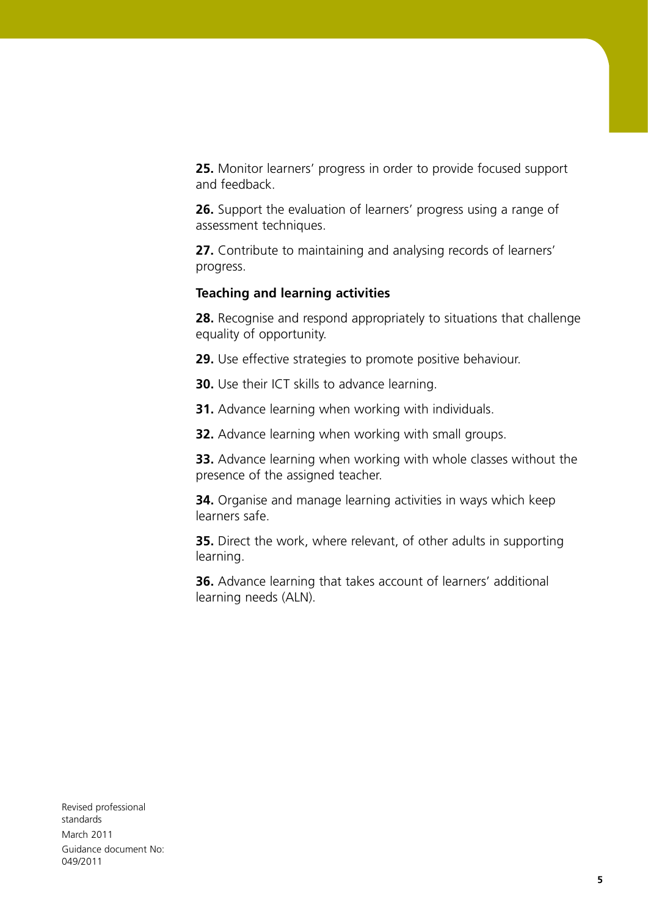**25.** Monitor learners' progress in order to provide focused support and feedback.

**26.** Support the evaluation of learners' progress using a range of assessment techniques.

**27.** Contribute to maintaining and analysing records of learners' progress.

**Teaching and learning activities**

**28.** Recognise and respond appropriately to situations that challenge equality of opportunity.

**29.** Use effective strategies to promote positive behaviour.

**30.** Use their ICT skills to advance learning.

**31.** Advance learning when working with individuals.

**32.** Advance learning when working with small groups.

**33.** Advance learning when working with whole classes without the presence of the assigned teacher.

**34.** Organise and manage learning activities in ways which keep learners safe.

**35.** Direct the work, where relevant, of other adults in supporting learning.

**36.** Advance learning that takes account of learners' additional learning needs (ALN).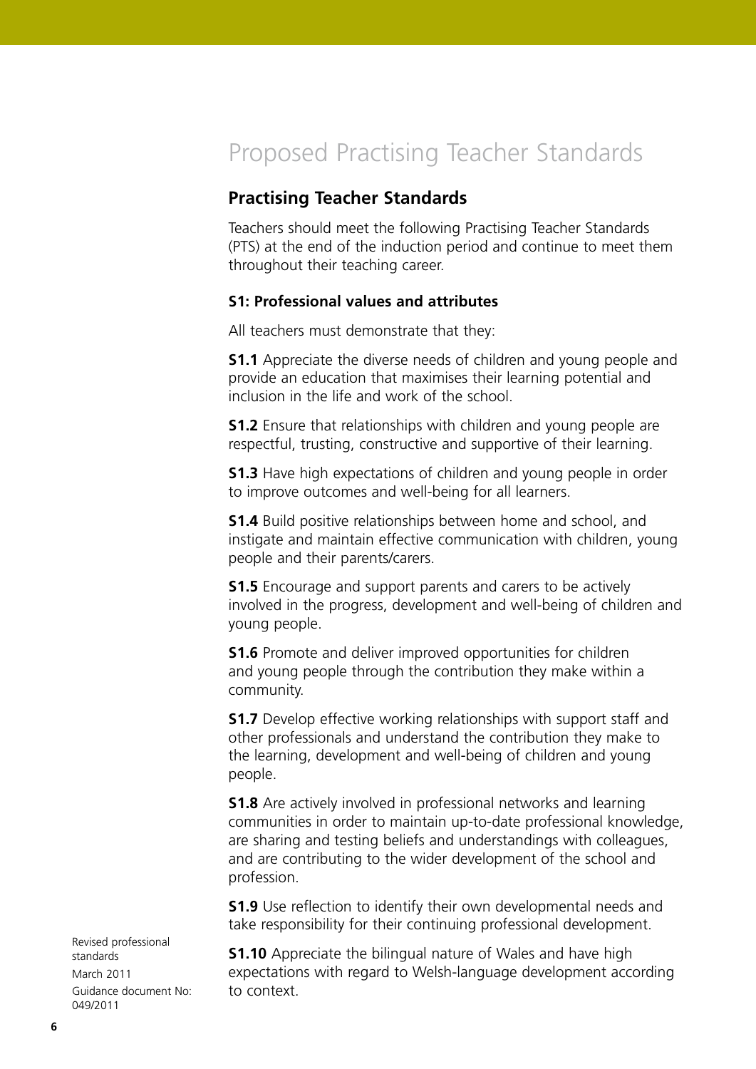# Proposed Practising Teacher Standards

## Practising Teacher Standards

Teachers should meet the following Practising Teacher Standards (PTS) at the end of the induction period and continue to meet them throughout their teaching career.

### S1: Professional values and attributes

All teachers must demonstrate that they:

**S1.1** Appreciate the diverse needs of children and young people and provide an education that maximises their learning potential and inclusion in the life and work of the school.

**S1.2** Ensure that relationships with children and young people are respectful, trusting, constructive and supportive of their learning.

**S1.3** Have high expectations of children and young people in order to improve outcomes and well-being for all learners.

**S1.4** Build positive relationships between home and school, and instigate and maintain effective communication with children, young people and their parents/carers.

**S1.5** Encourage and support parents and carers to be actively involved in the progress, development and well-being of children and young people.

**S1.6** Promote and deliver improved opportunities for children and young people through the contribution they make within a community.

**S1.7** Develop effective working relationships with support staff and other professionals and understand the contribution they make to the learning, development and well-being of children and young people.

**S1.8** Are actively involved in professional networks and learning communities in order to maintain up-to-date professional knowledge, are sharing and testing beliefs and understandings with colleagues, and are contributing to the wider development of the school and profession.

**S1.9** Use reflection to identify their own developmental needs and take responsibility for their continuing professional development.

**S1.10** Appreciate the bilingual nature of Wales and have high expectations with regard to Welsh-language development according to context.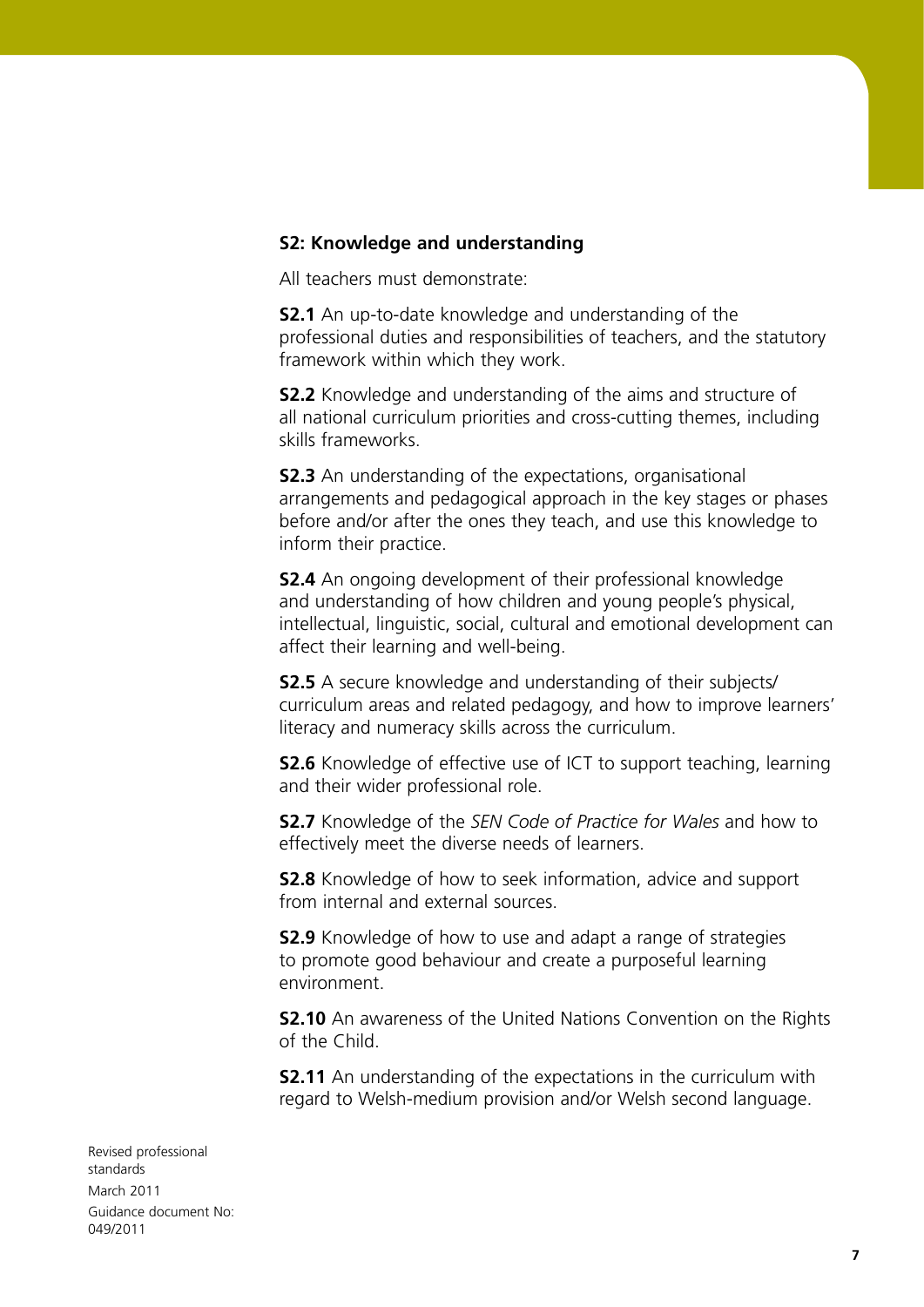### S2: Knowledge and understanding

All teachers must demonstrate:

**S2.1** An up-to-date knowledge and understanding of the professional duties and responsibilities of teachers, and the statutory framework within which they work.

**S2.2** Knowledge and understanding of the aims and structure of all national curriculum priorities and cross-cutting themes, including skills frameworks.

**S2.3** An understanding of the expectations, organisational arrangements and pedagogical approach in the key stages or phases before and/or after the ones they teach, and use this knowledge to inform their practice.

**S2.4** An ongoing development of their professional knowledge and understanding of how children and young people's physical, intellectual, linguistic, social, cultural and emotional development can affect their learning and well-being.

**S2.5** A secure knowledge and understanding of their subjects/curriculum areas and related pedagogy, and how to improve learners' literacy and numeracy skills across the curriculum.

**S2.6** Knowledge of effective use of ICT to support teaching, learning and their wider professional role.

**S2.7** Knowledge of the *SEN Code of Practice for Wales* and how to effectively meet the diverse needs of learners.

**S2.8** Knowledge of how to seek information, advice and support from internal and external sources.

**S2.9** Knowledge of how to use and adapt a range of strategies to promote good behaviour and create a purposeful learning environment.

**S2.10** An awareness of the United Nations Convention on the Rights of the Child.

**S2.11** An understanding of the expectations in the curriculum with regard to Welsh-medium provision and/or Welsh second language.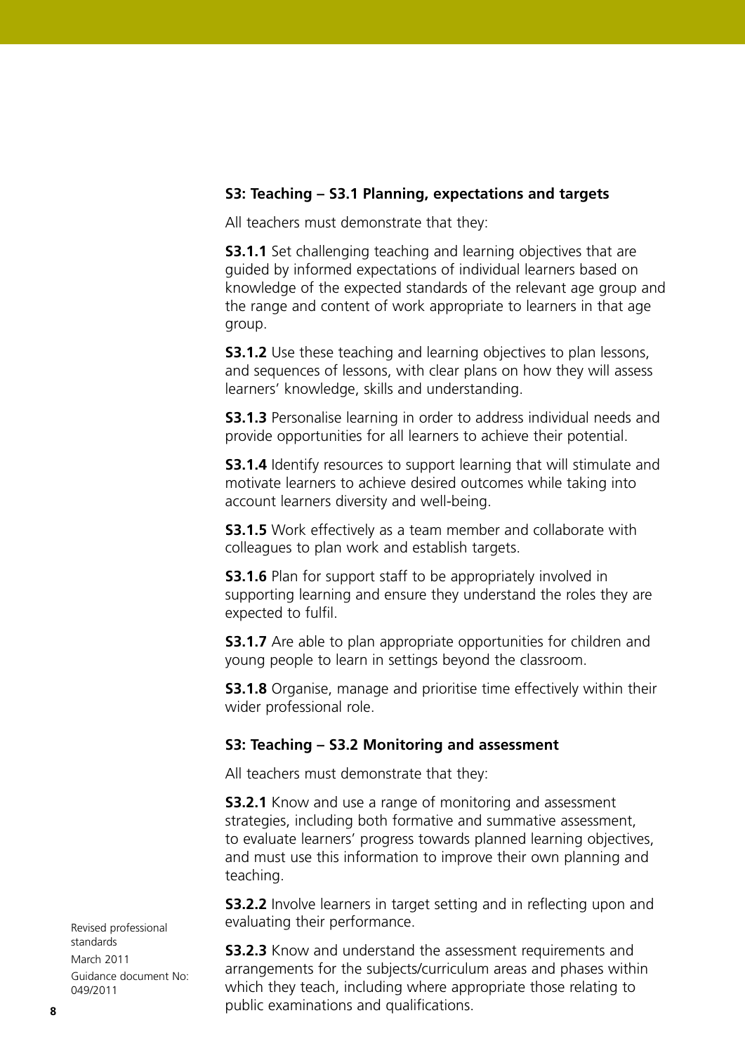### S3: Teaching – S3.1 Planning, expectations and targets

All teachers must demonstrate that they:

**S3.1.1** Set challenging teaching and learning objectives that are guided by informed expectations of individual learners based on knowledge of the expected standards of the relevant age group and the range and content of work appropriate to learners in that age group.

**S3.1.2** Use these teaching and learning objectives to plan lessons, and sequences of lessons, with clear plans on how they will assess learners' knowledge, skills and understanding.

**S3.1.3** Personalise learning in order to address individual needs and provide opportunities for all learners to achieve their potential.

**S3.1.4** Identify resources to support learning that will stimulate and motivate learners to achieve desired outcomes while taking into account learners diversity and well-being.

**S3.1.5** Work effectively as a team member and collaborate with colleagues to plan work and establish targets.

**S3.1.6** Plan for support staff to be appropriately involved in supporting learning and ensure they understand the roles they are expected to fulfil.

**S3.1.7** Are able to plan appropriate opportunities for children and young people to learn in settings beyond the classroom.

**S3.1.8** Organise, manage and prioritise time effectively within their wider professional role.

### S3: Teaching – S3.2 Monitoring and assessment

All teachers must demonstrate that they:

**S3.2.1** Know and use a range of monitoring and assessment strategies, including both formative and summative assessment, to evaluate learners' progress towards planned learning objectives, and must use this information to improve their own planning and teaching.

**S3.2.2** Involve learners in target setting and in reflecting upon and evaluating their performance.

**S3.2.3** Know and understand the assessment requirements and arrangements for the subjects/curriculum areas and phases within which they teach, including where appropriate those relating to public examinations and qualifications.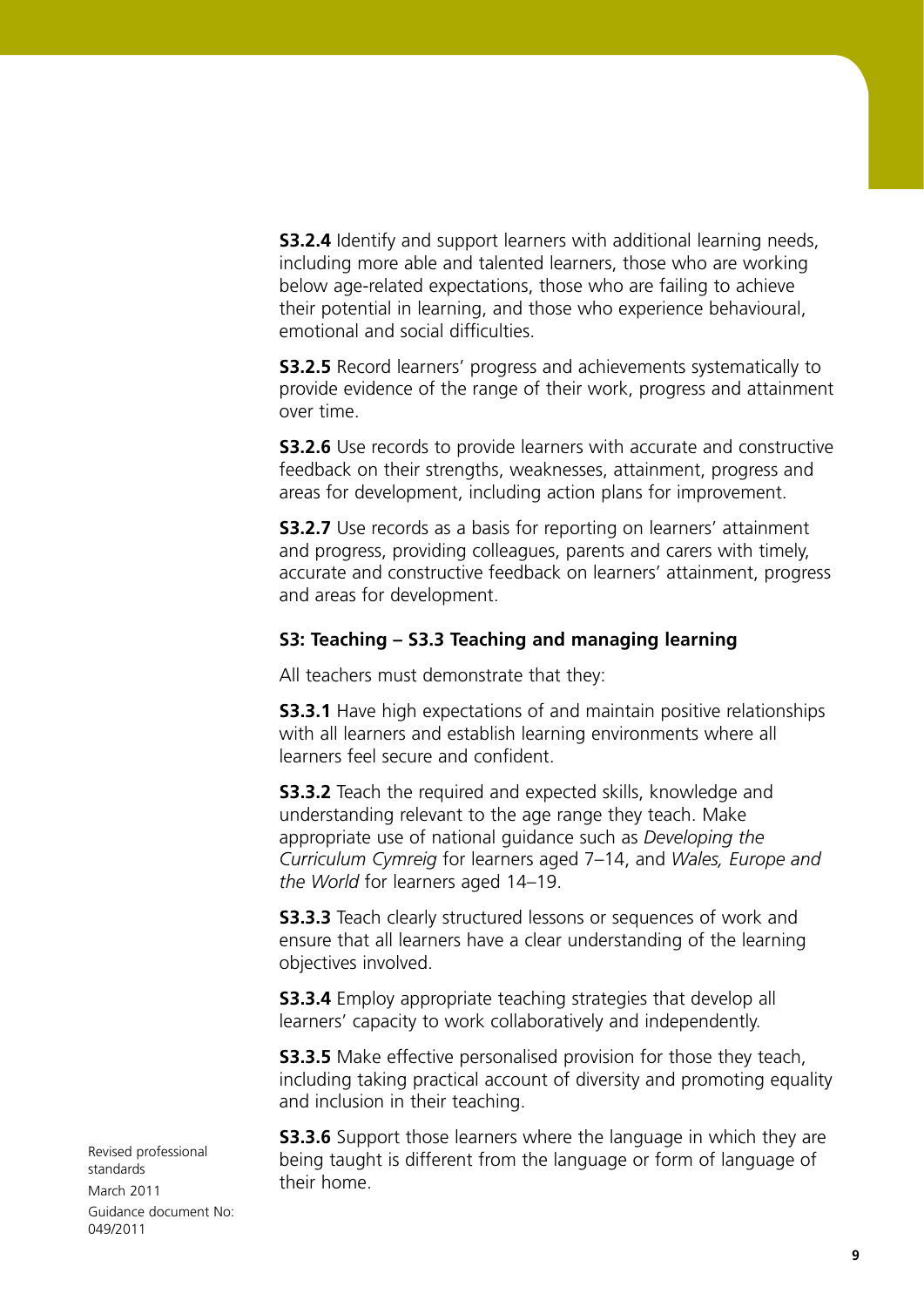**S3.2.4** Identify and support learners with additional learning needs, including more able and talented learners, those who are working below age-related expectations, those who are failing to achieve their potential in learning, and those who experience behavioural, emotional and social difficulties.

**S3.2.5** Record learners' progress and achievements systematically to provide evidence of the range of their work, progress and attainment over time.

**S3.2.6** Use records to provide learners with accurate and constructive feedback on their strengths, weaknesses, attainment, progress and areas for development, including action plans for improvement.

**S3.2.7** Use records as a basis for reporting on learners' attainment and progress, providing colleagues, parents and carers with timely, accurate and constructive feedback on learners' attainment, progress and areas for development.

### S3: Teaching – S3.3 Teaching and managing learning

All teachers must demonstrate that they:

**S3.3.1** Have high expectations of and maintain positive relationships with all learners and establish learning environments where all learners feel secure and confident.

**S3.3.2** Teach the required and expected skills, knowledge and understanding relevant to the age range they teach. Make appropriate use of national guidance such as *Developing the Curriculum Cymreig* for learners aged 7–14, and *Wales, Europe and the World* for learners aged 14–19.

**S3.3.3** Teach clearly structured lessons or sequences of work and ensure that all learners have a clear understanding of the learning objectives involved.

**S3.3.4** Employ appropriate teaching strategies that develop all learners' capacity to work collaboratively and independently.

**S3.3.5** Make effective personalised provision for those they teach, including taking practical account of diversity and promoting equality and inclusion in their teaching.

**S3.3.6** Support those learners where the language in which they are being taught is different from the language or form of language of their home.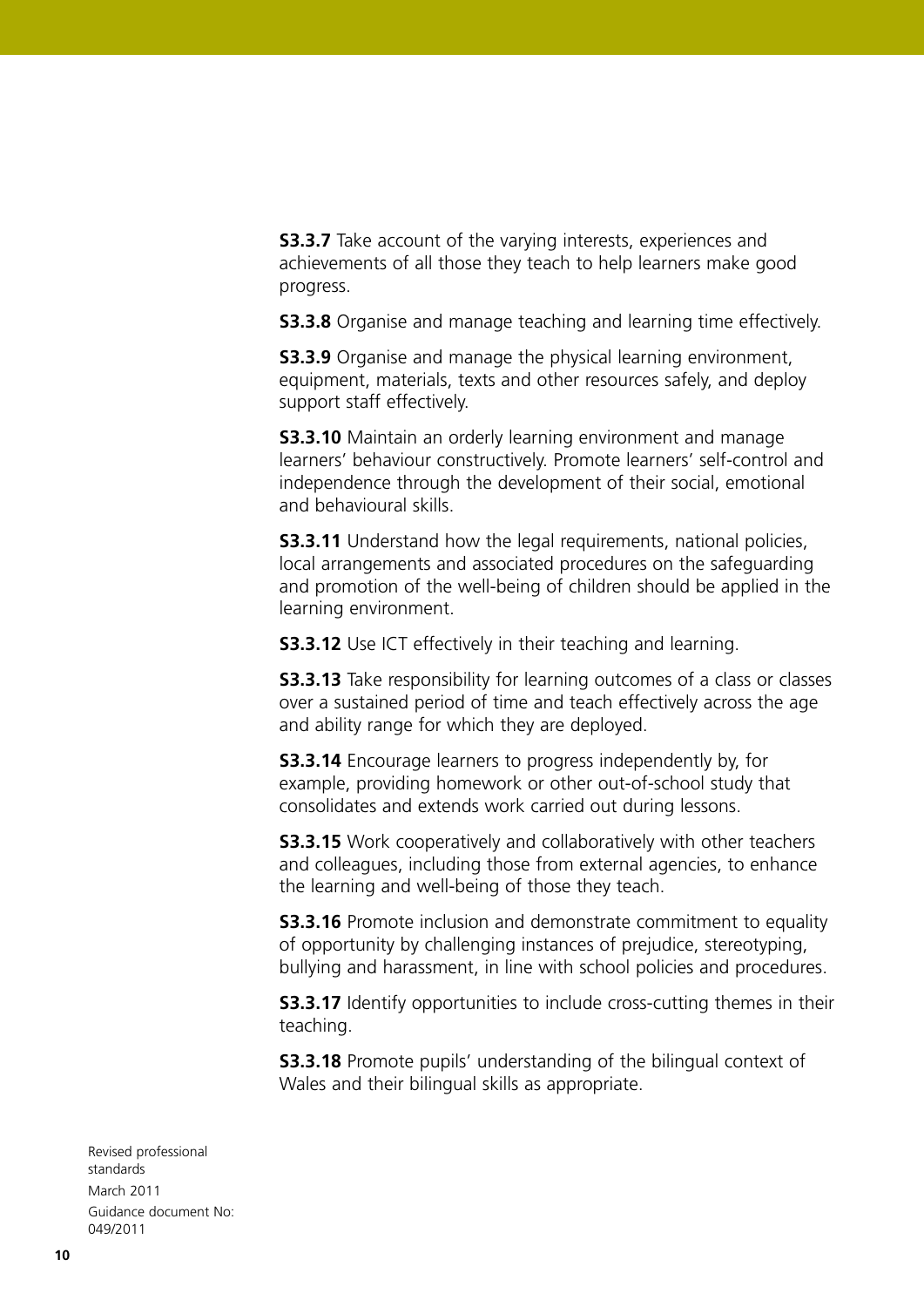**S3.3.7** Take account of the varying interests, experiences and achievements of all those they teach to help learners make good progress.

**S3.3.8** Organise and manage teaching and learning time effectively.

**S3.3.9** Organise and manage the physical learning environment, equipment, materials, texts and other resources safely, and deploy support staff effectively.

**S3.3.10** Maintain an orderly learning environment and manage learners' behaviour constructively. Promote learners' self-control and independence through the development of their social, emotional and behavioural skills.

**S3.3.11** Understand how the legal requirements, national policies, local arrangements and associated procedures on the safeguarding and promotion of the well-being of children should be applied in the learning environment.

**S3.3.12** Use ICT effectively in their teaching and learning.

**S3.3.13** Take responsibility for learning outcomes of a class or classes over a sustained period of time and teach effectively across the age and ability range for which they are deployed.

**S3.3.14** Encourage learners to progress independently by, for example, providing homework or other out-of-school study that consolidates and extends work carried out during lessons.

**S3.3.15** Work cooperatively and collaboratively with other teachers and colleagues, including those from external agencies, to enhance the learning and well-being of those they teach.

**S3.3.16** Promote inclusion and demonstrate commitment to equality of opportunity by challenging instances of prejudice, stereotyping, bullying and harassment, in line with school policies and procedures.

**S3.3.17** Identify opportunities to include cross-cutting themes in their teaching.

**S3.3.18** Promote pupils' understanding of the bilingual context of Wales and their bilingual skills as appropriate.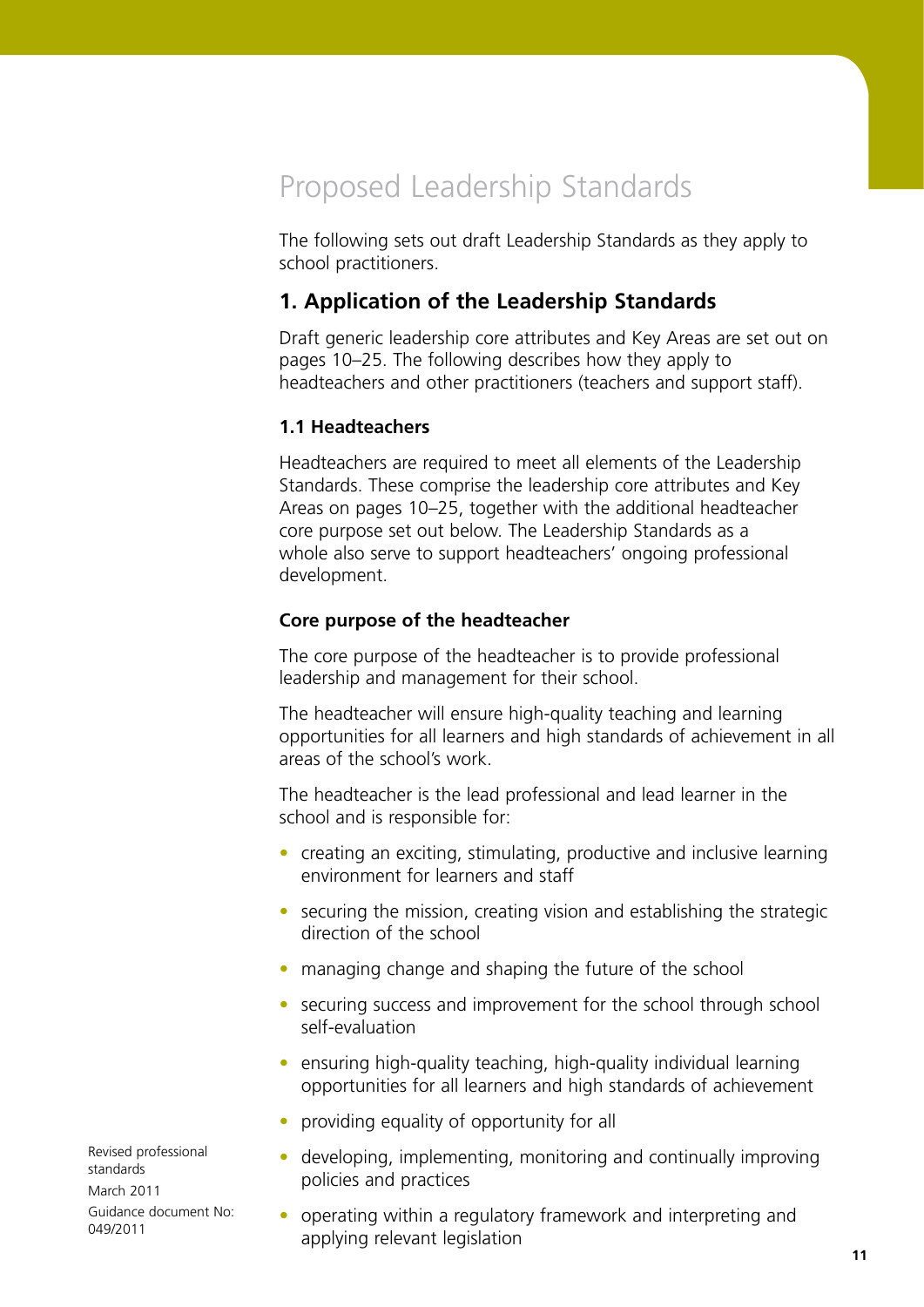# Proposed Leadership Standards

The following sets out draft Leadership Standards as they apply to school practitioners.

## 1. Application of the Leadership Standards

Draft generic leadership core attributes and Key Areas are set out on pages 10–25. The following describes how they apply to headteachers and other practitioners (teachers and support staff).

### 1.1 Headteachers

Headteachers are required to meet all elements of the Leadership Standards. These comprise the leadership core attributes and Key Areas on pages 10–25, together with the additional headteacher core purpose set out below. The Leadership Standards as a whole also serve to support headteachers' ongoing professional development.

**Core purpose of the headteacher**

The core purpose of the headteacher is to provide professional leadership and management for their school.

The headteacher will ensure high-quality teaching and learning opportunities for all learners and high standards of achievement in all areas of the school's work.

The headteacher is the lead professional and lead learner in the school and is responsible for:

- creating an exciting, stimulating, productive and inclusive learning environment for learners and staff
- securing the mission, creating vision and establishing the strategic direction of the school
- managing change and shaping the future of the school
- securing success and improvement for the school through school self-evaluation
- ensuring high-quality teaching, high-quality individual learning opportunities for all learners and high standards of achievement
- providing equality of opportunity for all
- developing, implementing, monitoring and continually improving policies and practices
- operating within a regulatory framework and interpreting and applying relevant legislation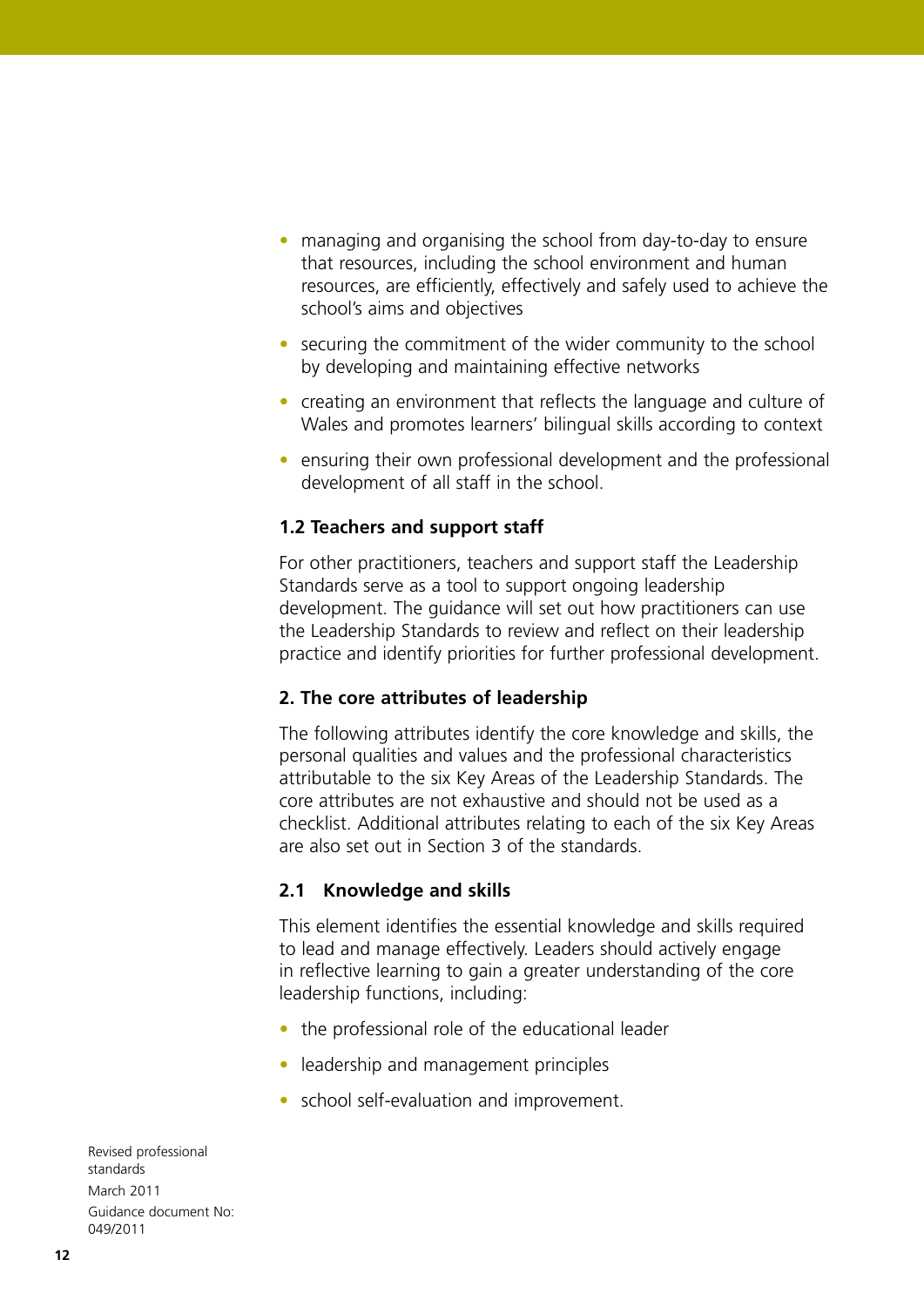- managing and organising the school from day-to-day to ensure that resources, including the school environment and human resources, are efficiently, effectively and safely used to achieve the school's aims and objectives
- securing the commitment of the wider community to the school by developing and maintaining effective networks
- creating an environment that reflects the language and culture of Wales and promotes learners' bilingual skills according to context
- ensuring their own professional development and the professional development of all staff in the school.

### 1.2 Teachers and support staff

For other practitioners, teachers and support staff the Leadership Standards serve as a tool to support ongoing leadership development. The guidance will set out how practitioners can use the Leadership Standards to review and reflect on their leadership practice and identify priorities for further professional development.

## 2. The core attributes of leadership

The following attributes identify the core knowledge and skills, the personal qualities and values and the professional characteristics attributable to the six Key Areas of the Leadership Standards. The core attributes are not exhaustive and should not be used as a checklist. Additional attributes relating to each of the six Key Areas are also set out in Section 3 of the standards.

### 2.1 Knowledge and skills

This element identifies the essential knowledge and skills required to lead and manage effectively. Leaders should actively engage in reflective learning to gain a greater understanding of the core leadership functions, including:

- the professional role of the educational leader
- leadership and management principles
- school self-evaluation and improvement.

Revised professional standards
March 2011
Guidance document No: 049/2011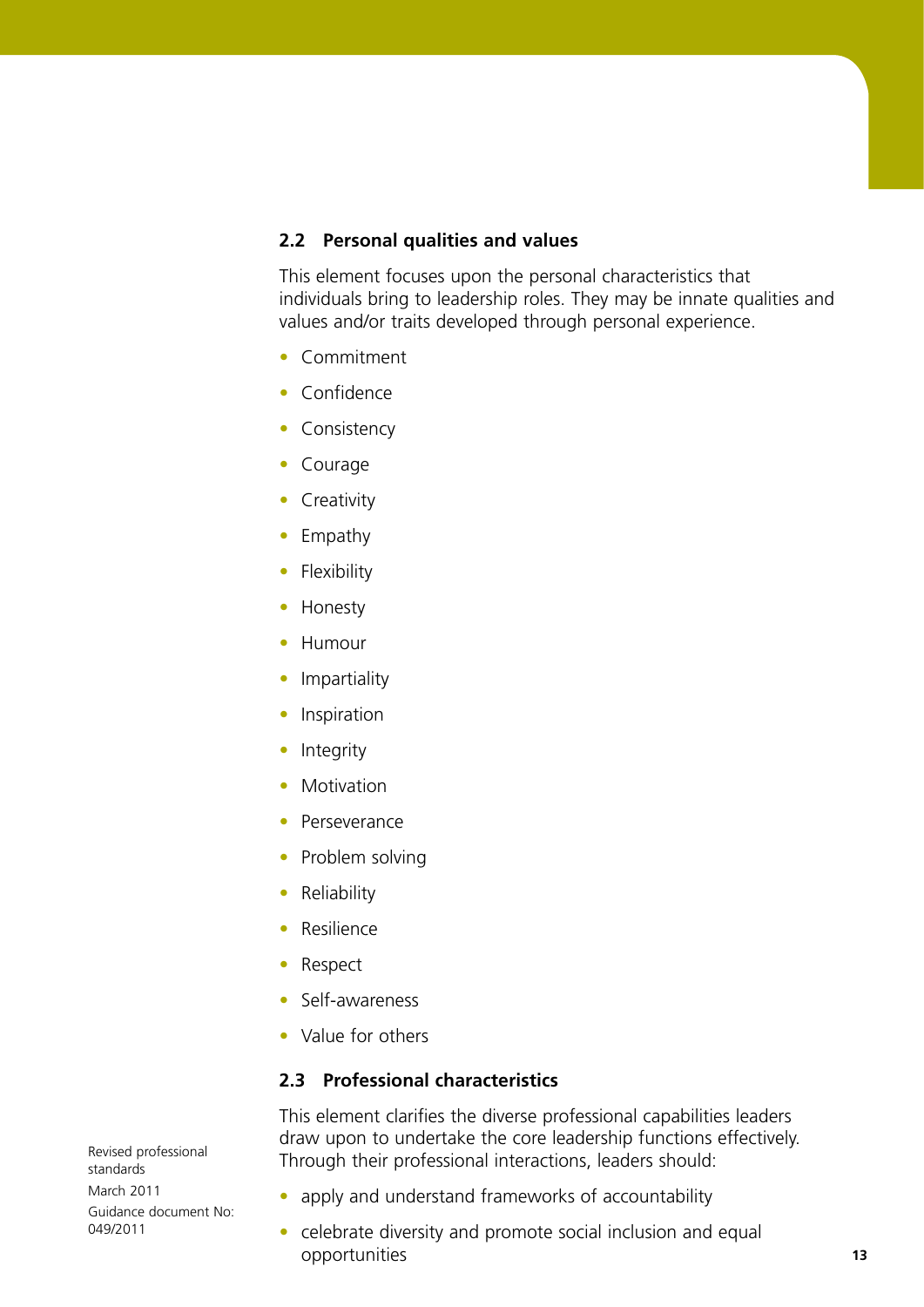## 2.2 Personal qualities and values

This element focuses upon the personal characteristics that individuals bring to leadership roles. They may be innate qualities and values and/or traits developed through personal experience.

- Commitment
- Confidence
- Consistency
- Courage
- Creativity
- Empathy
- Flexibility
- Honesty
- Humour
- Impartiality
- Inspiration
- Integrity
- Motivation
- Perseverance
- Problem solving
- Reliability
- Resilience
- Respect
- Self-awareness
- Value for others

## 2.3 Professional characteristics

This element clarifies the diverse professional capabilities leaders draw upon to undertake the core leadership functions effectively. Through their professional interactions, leaders should:

- apply and understand frameworks of accountability
- celebrate diversity and promote social inclusion and equal opportunities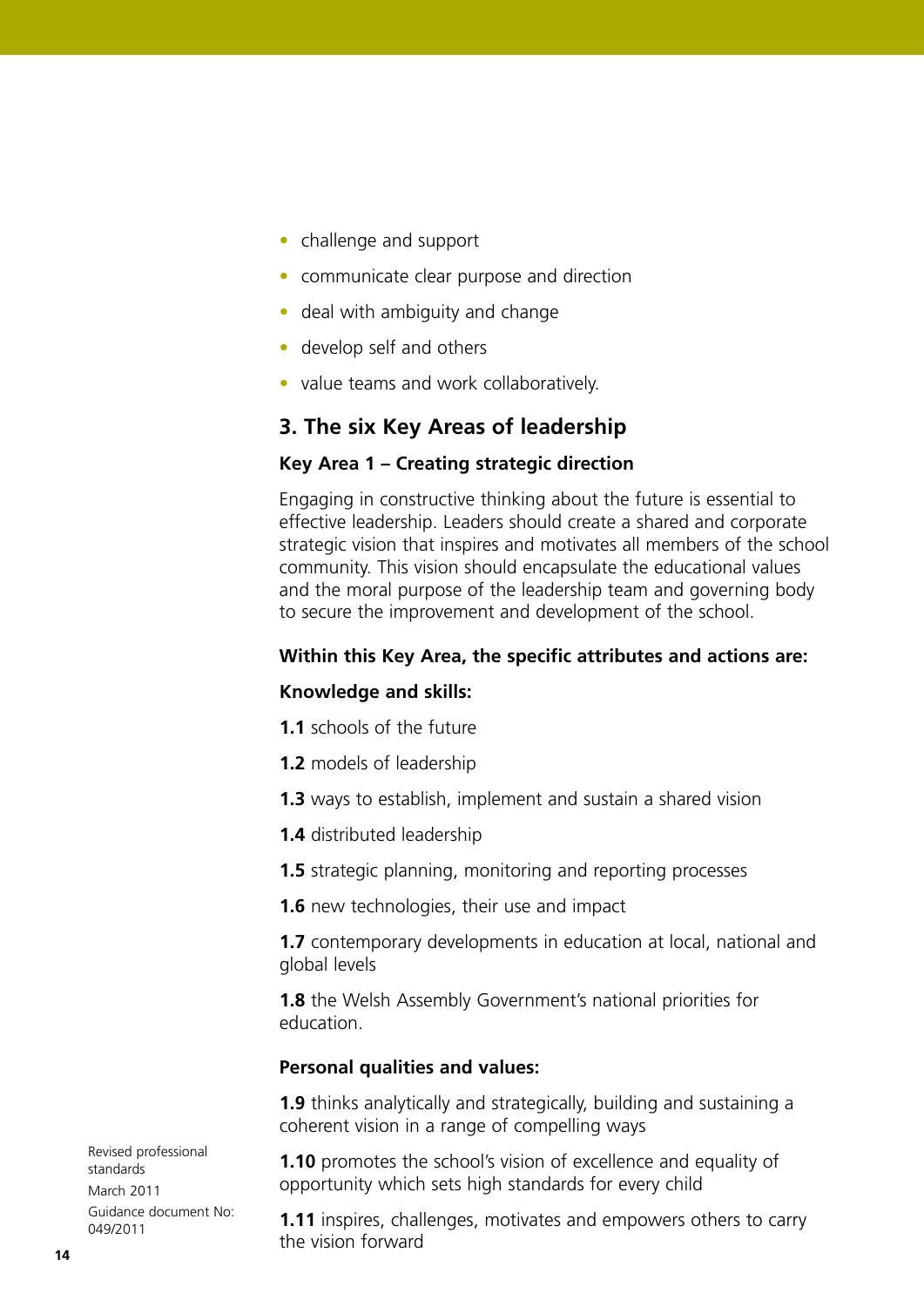- challenge and support
- communicate clear purpose and direction
- deal with ambiguity and change
- develop self and others
- value teams and work collaboratively.

## 3. The six Key Areas of leadership

### Key Area 1 – Creating strategic direction

Engaging in constructive thinking about the future is essential to effective leadership. Leaders should create a shared and corporate strategic vision that inspires and motivates all members of the school community. This vision should encapsulate the educational values and the moral purpose of the leadership team and governing body to secure the improvement and development of the school.

**Within this Key Area, the specific attributes and actions are:**

**Knowledge and skills:**

**1.1** schools of the future

**1.2** models of leadership

**1.3** ways to establish, implement and sustain a shared vision

**1.4** distributed leadership

**1.5** strategic planning, monitoring and reporting processes

**1.6** new technologies, their use and impact

**1.7** contemporary developments in education at local, national and global levels

**1.8** the Welsh Assembly Government's national priorities for education.

**Personal qualities and values:**

**1.9** thinks analytically and strategically, building and sustaining a coherent vision in a range of compelling ways

**1.10** promotes the school's vision of excellence and equality of opportunity which sets high standards for every child

**1.11** inspires, challenges, motivates and empowers others to carry the vision forward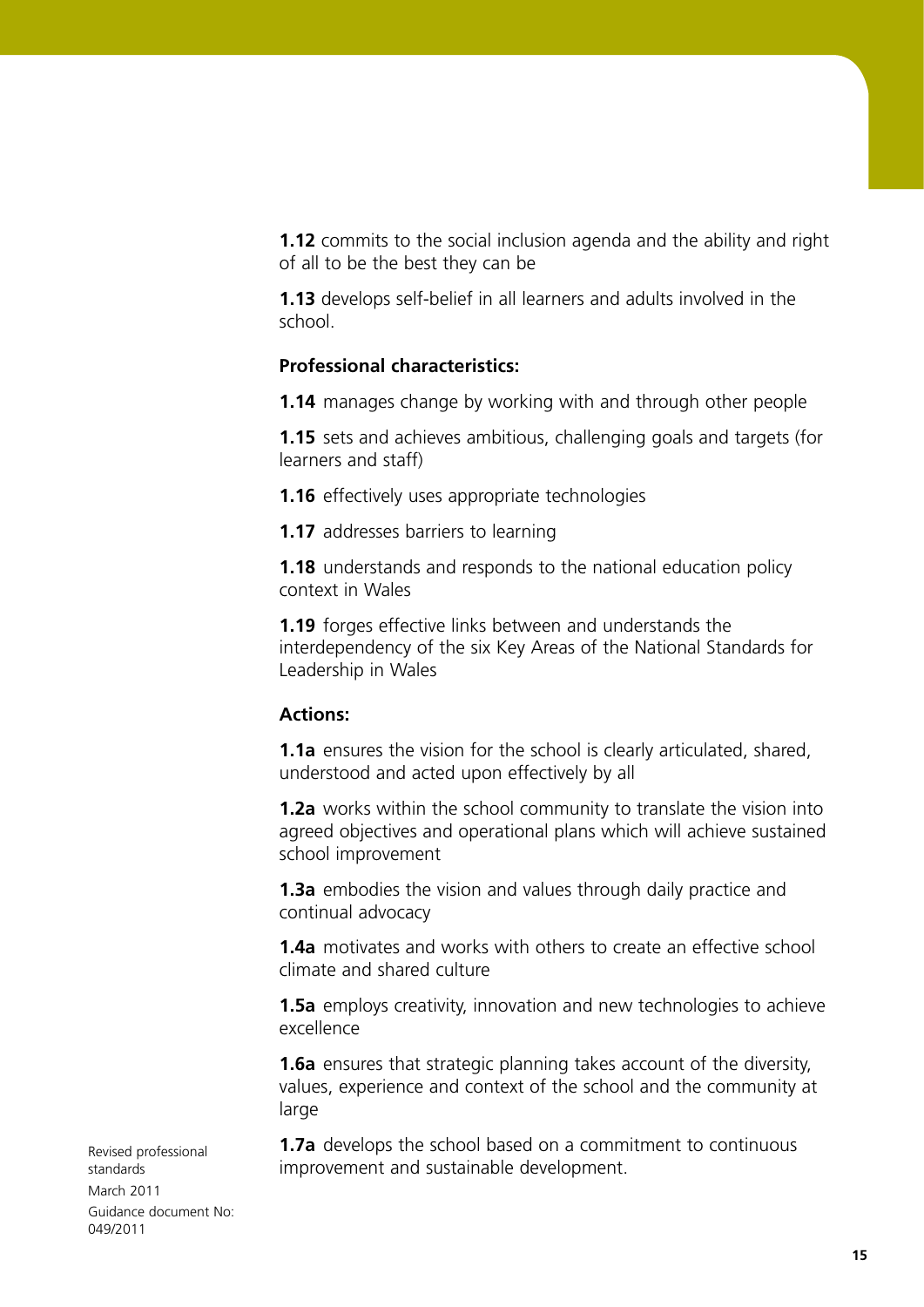**1.12** commits to the social inclusion agenda and the ability and right of all to be the best they can be

**1.13** develops self-belief in all learners and adults involved in the school.

**Professional characteristics:**

**1.14** manages change by working with and through other people

**1.15** sets and achieves ambitious, challenging goals and targets (for learners and staff)

**1.16** effectively uses appropriate technologies

**1.17** addresses barriers to learning

**1.18** understands and responds to the national education policy context in Wales

**1.19** forges effective links between and understands the interdependency of the six Key Areas of the National Standards for Leadership in Wales

**Actions:**

**1.1a** ensures the vision for the school is clearly articulated, shared, understood and acted upon effectively by all

**1.2a** works within the school community to translate the vision into agreed objectives and operational plans which will achieve sustained school improvement

**1.3a** embodies the vision and values through daily practice and continual advocacy

**1.4a** motivates and works with others to create an effective school climate and shared culture

**1.5a** employs creativity, innovation and new technologies to achieve excellence

**1.6a** ensures that strategic planning takes account of the diversity, values, experience and context of the school and the community at large

**1.7a** develops the school based on a commitment to continuous improvement and sustainable development.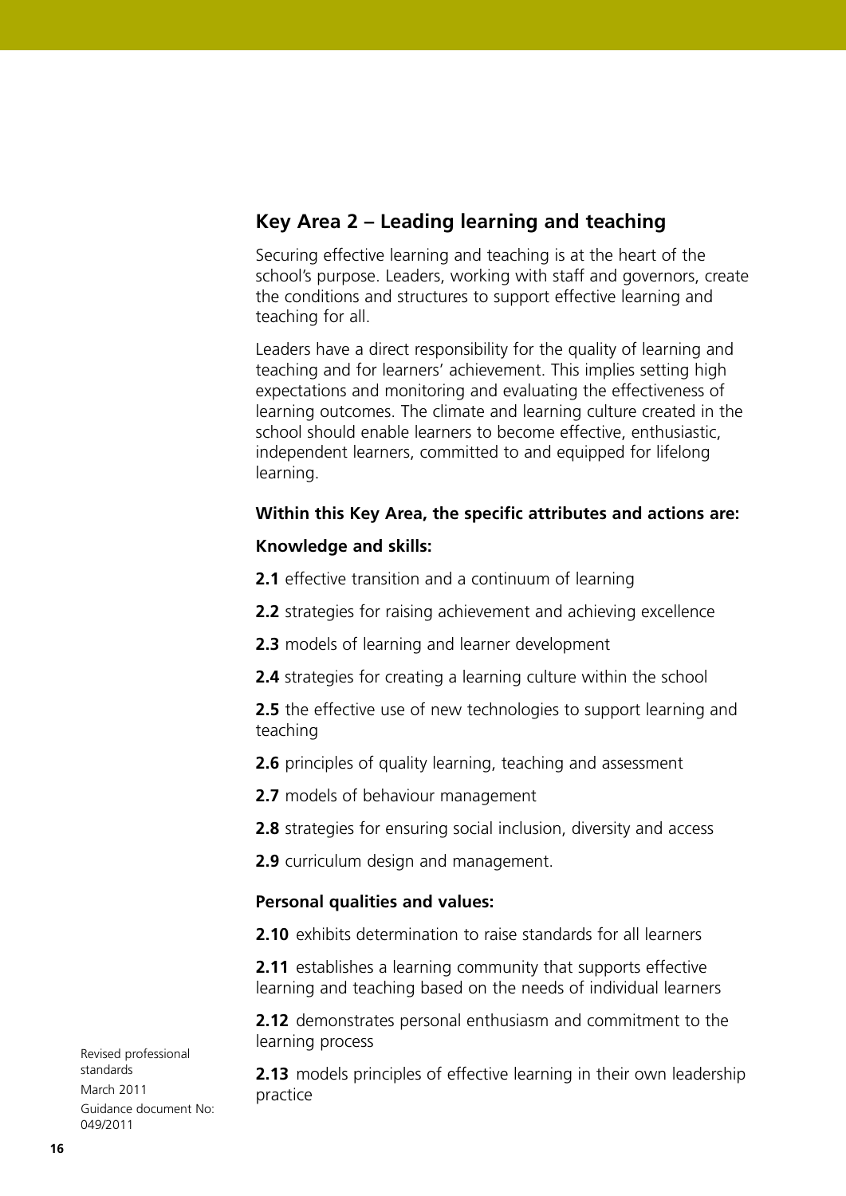## Key Area 2 – Leading learning and teaching

Securing effective learning and teaching is at the heart of the school's purpose. Leaders, working with staff and governors, create the conditions and structures to support effective learning and teaching for all.

Leaders have a direct responsibility for the quality of learning and teaching and for learners' achievement. This implies setting high expectations and monitoring and evaluating the effectiveness of learning outcomes. The climate and learning culture created in the school should enable learners to become effective, enthusiastic, independent learners, committed to and equipped for lifelong learning.

**Within this Key Area, the specific attributes and actions are:**

**Knowledge and skills:**

**2.1** effective transition and a continuum of learning

**2.2** strategies for raising achievement and achieving excellence

**2.3** models of learning and learner development

**2.4** strategies for creating a learning culture within the school

**2.5** the effective use of new technologies to support learning and teaching

**2.6** principles of quality learning, teaching and assessment

**2.7** models of behaviour management

**2.8** strategies for ensuring social inclusion, diversity and access

**2.9** curriculum design and management.

**Personal qualities and values:**

**2.10** exhibits determination to raise standards for all learners

**2.11** establishes a learning community that supports effective learning and teaching based on the needs of individual learners

**2.12** demonstrates personal enthusiasm and commitment to the learning process

**2.13** models principles of effective learning in their own leadership practice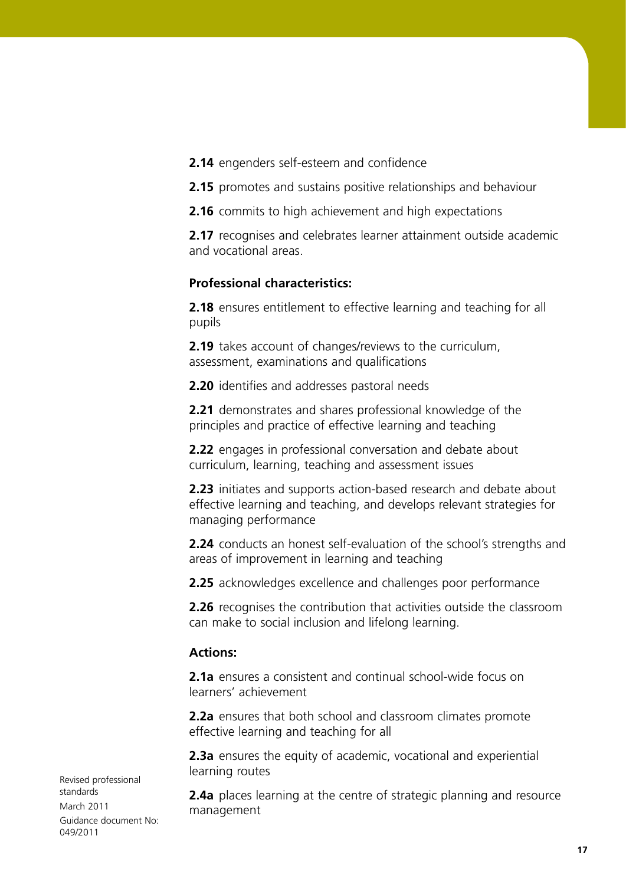**2.14** engenders self-esteem and confidence

**2.15** promotes and sustains positive relationships and behaviour

**2.16** commits to high achievement and high expectations

**2.17** recognises and celebrates learner attainment outside academic and vocational areas.

**Professional characteristics:**

**2.18** ensures entitlement to effective learning and teaching for all pupils

**2.19** takes account of changes/reviews to the curriculum, assessment, examinations and qualifications

**2.20** identifies and addresses pastoral needs

**2.21** demonstrates and shares professional knowledge of the principles and practice of effective learning and teaching

**2.22** engages in professional conversation and debate about curriculum, learning, teaching and assessment issues

**2.23** initiates and supports action-based research and debate about effective learning and teaching, and develops relevant strategies for managing performance

**2.24** conducts an honest self-evaluation of the school's strengths and areas of improvement in learning and teaching

**2.25** acknowledges excellence and challenges poor performance

**2.26** recognises the contribution that activities outside the classroom can make to social inclusion and lifelong learning.

**Actions:**

**2.1a** ensures a consistent and continual school-wide focus on learners' achievement

**2.2a** ensures that both school and classroom climates promote effective learning and teaching for all

**2.3a** ensures the equity of academic, vocational and experiential learning routes

**2.4a** places learning at the centre of strategic planning and resource management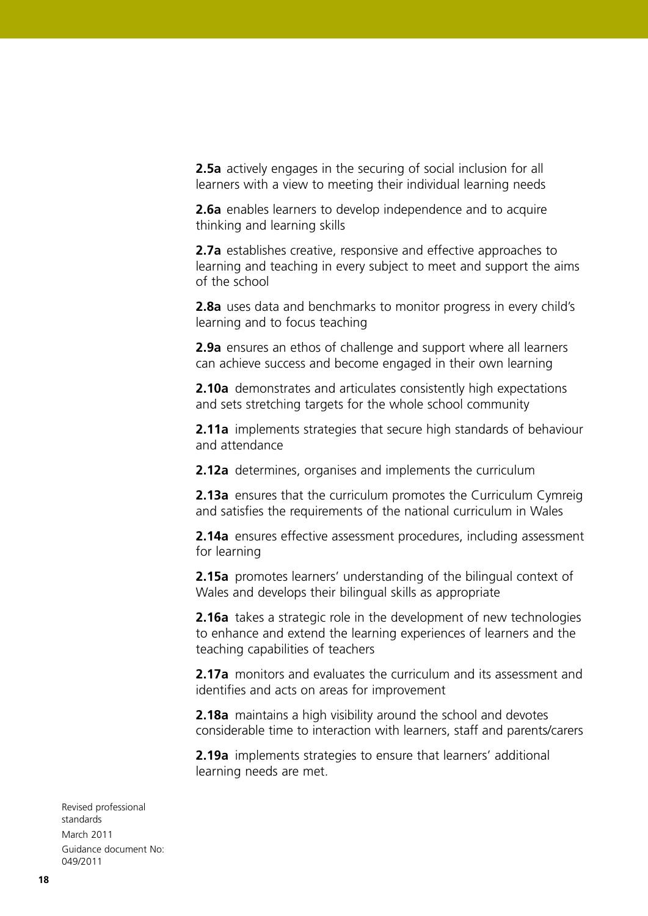**2.5a** actively engages in the securing of social inclusion for all learners with a view to meeting their individual learning needs

**2.6a** enables learners to develop independence and to acquire thinking and learning skills

**2.7a** establishes creative, responsive and effective approaches to learning and teaching in every subject to meet and support the aims of the school

**2.8a** uses data and benchmarks to monitor progress in every child's learning and to focus teaching

**2.9a** ensures an ethos of challenge and support where all learners can achieve success and become engaged in their own learning

**2.10a** demonstrates and articulates consistently high expectations and sets stretching targets for the whole school community

**2.11a** implements strategies that secure high standards of behaviour and attendance

**2.12a** determines, organises and implements the curriculum

**2.13a** ensures that the curriculum promotes the Curriculum Cymreig and satisfies the requirements of the national curriculum in Wales

**2.14a** ensures effective assessment procedures, including assessment for learning

**2.15a** promotes learners' understanding of the bilingual context of Wales and develops their bilingual skills as appropriate

**2.16a** takes a strategic role in the development of new technologies to enhance and extend the learning experiences of learners and the teaching capabilities of teachers

**2.17a** monitors and evaluates the curriculum and its assessment and identifies and acts on areas for improvement

**2.18a** maintains a high visibility around the school and devotes considerable time to interaction with learners, staff and parents/carers

**2.19a** implements strategies to ensure that learners' additional learning needs are met.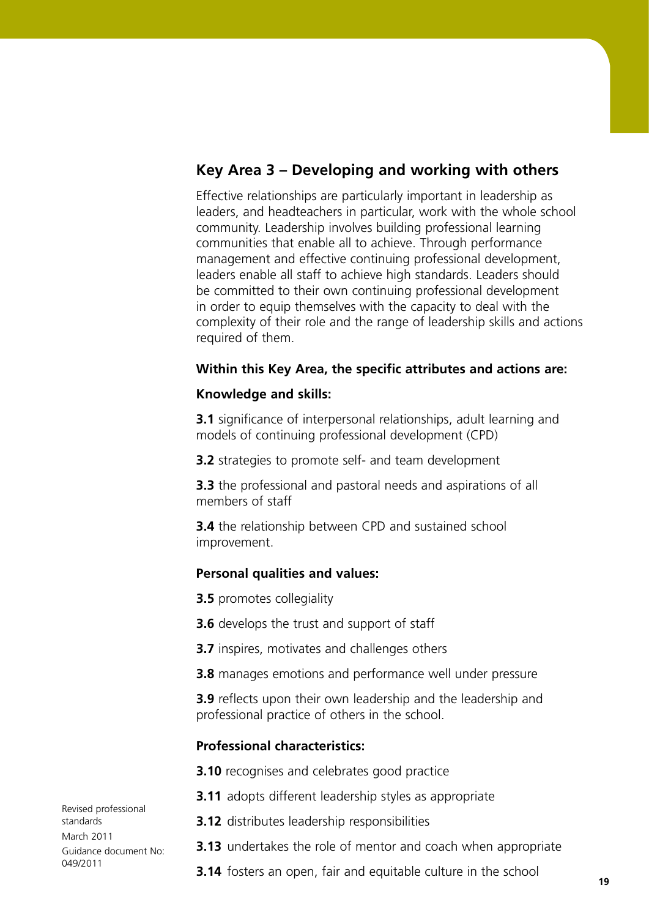## Key Area 3 – Developing and working with others

Effective relationships are particularly important in leadership as leaders, and headteachers in particular, work with the whole school community. Leadership involves building professional learning communities that enable all to achieve. Through performance management and effective continuing professional development, leaders enable all staff to achieve high standards. Leaders should be committed to their own continuing professional development in order to equip themselves with the capacity to deal with the complexity of their role and the range of leadership skills and actions required of them.

**Within this Key Area, the specific attributes and actions are:**

**Knowledge and skills:**

**3.1** significance of interpersonal relationships, adult learning and models of continuing professional development (CPD)

**3.2** strategies to promote self- and team development

**3.3** the professional and pastoral needs and aspirations of all members of staff

**3.4** the relationship between CPD and sustained school improvement.

**Personal qualities and values:**

**3.5** promotes collegiality

**3.6** develops the trust and support of staff

**3.7** inspires, motivates and challenges others

**3.8** manages emotions and performance well under pressure

**3.9** reflects upon their own leadership and the leadership and professional practice of others in the school.

**Professional characteristics:**

**3.10** recognises and celebrates good practice

**3.11** adopts different leadership styles as appropriate

**3.12** distributes leadership responsibilities

**3.13** undertakes the role of mentor and coach when appropriate

**3.14** fosters an open, fair and equitable culture in the school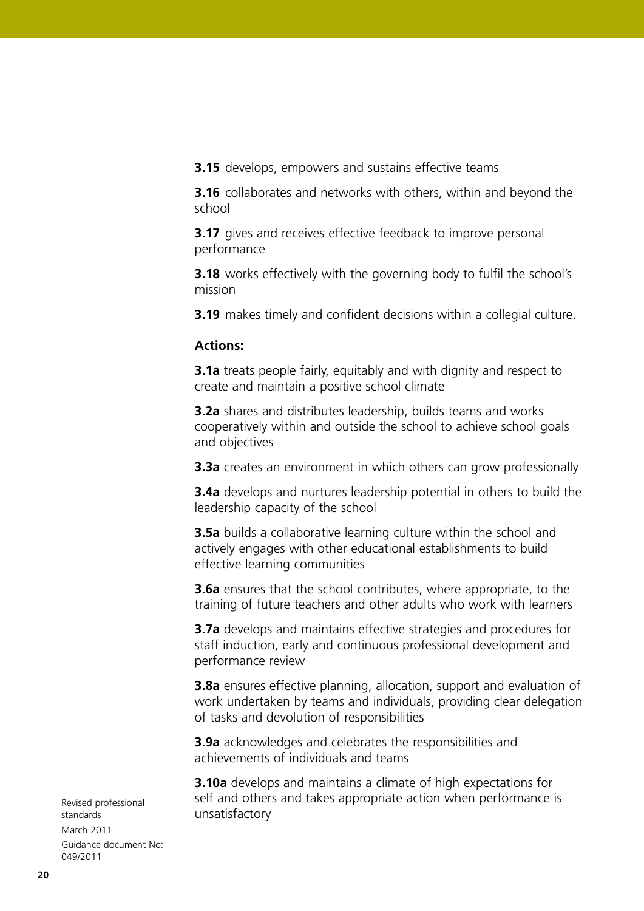**3.15** develops, empowers and sustains effective teams

**3.16** collaborates and networks with others, within and beyond the school

**3.17** gives and receives effective feedback to improve personal performance

**3.18** works effectively with the governing body to fulfil the school's mission

**3.19** makes timely and confident decisions within a collegial culture.

**Actions:**

**3.1a** treats people fairly, equitably and with dignity and respect to create and maintain a positive school climate

**3.2a** shares and distributes leadership, builds teams and works cooperatively within and outside the school to achieve school goals and objectives

**3.3a** creates an environment in which others can grow professionally

**3.4a** develops and nurtures leadership potential in others to build the leadership capacity of the school

**3.5a** builds a collaborative learning culture within the school and actively engages with other educational establishments to build effective learning communities

**3.6a** ensures that the school contributes, where appropriate, to the training of future teachers and other adults who work with learners

**3.7a** develops and maintains effective strategies and procedures for staff induction, early and continuous professional development and performance review

**3.8a** ensures effective planning, allocation, support and evaluation of work undertaken by teams and individuals, providing clear delegation of tasks and devolution of responsibilities

**3.9a** acknowledges and celebrates the responsibilities and achievements of individuals and teams

**3.10a** develops and maintains a climate of high expectations for self and others and takes appropriate action when performance is unsatisfactory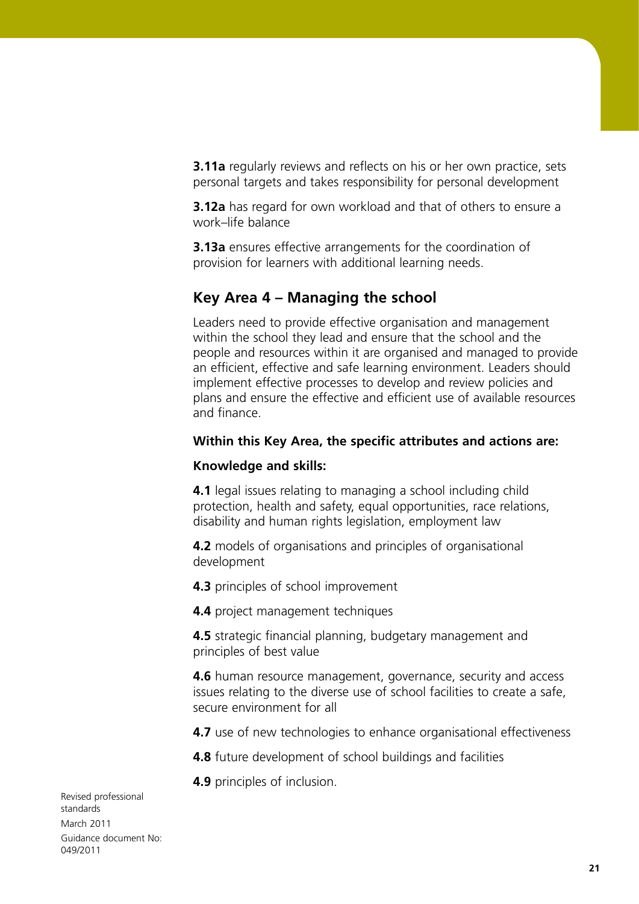**3.11a** regularly reviews and reflects on his or her own practice, sets personal targets and takes responsibility for personal development

**3.12a** has regard for own workload and that of others to ensure a work–life balance

**3.13a** ensures effective arrangements for the coordination of provision for learners with additional learning needs.

## Key Area 4 – Managing the school

Leaders need to provide effective organisation and management within the school they lead and ensure that the school and the people and resources within it are organised and managed to provide an efficient, effective and safe learning environment. Leaders should implement effective processes to develop and review policies and plans and ensure the effective and efficient use of available resources and finance.

**Within this Key Area, the specific attributes and actions are:**

**Knowledge and skills:**

**4.1** legal issues relating to managing a school including child protection, health and safety, equal opportunities, race relations, disability and human rights legislation, employment law

**4.2** models of organisations and principles of organisational development

**4.3** principles of school improvement

**4.4** project management techniques

**4.5** strategic financial planning, budgetary management and principles of best value

**4.6** human resource management, governance, security and access issues relating to the diverse use of school facilities to create a safe, secure environment for all

**4.7** use of new technologies to enhance organisational effectiveness

**4.8** future development of school buildings and facilities

**4.9** principles of inclusion.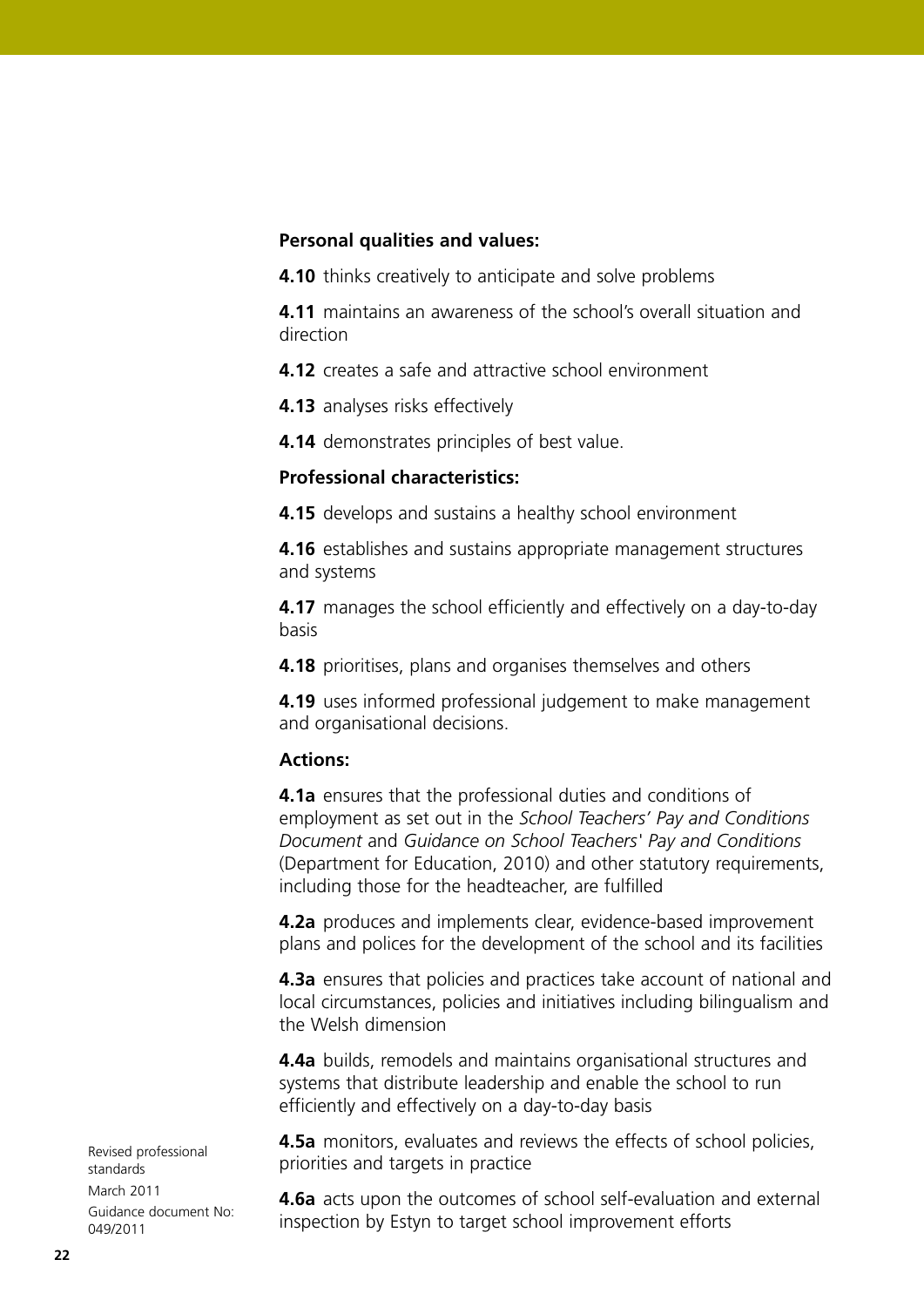**Personal qualities and values:**

**4.10** thinks creatively to anticipate and solve problems

**4.11** maintains an awareness of the school's overall situation and direction

**4.12** creates a safe and attractive school environment

**4.13** analyses risks effectively

**4.14** demonstrates principles of best value.

**Professional characteristics:**

**4.15** develops and sustains a healthy school environment

**4.16** establishes and sustains appropriate management structures and systems

**4.17** manages the school efficiently and effectively on a day-to-day basis

**4.18** prioritises, plans and organises themselves and others

**4.19** uses informed professional judgement to make management and organisational decisions.

**Actions:**

**4.1a** ensures that the professional duties and conditions of employment as set out in the *School Teachers' Pay and Conditions Document* and *Guidance on School Teachers' Pay and Conditions* (Department for Education, 2010) and other statutory requirements, including those for the headteacher, are fulfilled

**4.2a** produces and implements clear, evidence-based improvement plans and polices for the development of the school and its facilities

**4.3a** ensures that policies and practices take account of national and local circumstances, policies and initiatives including bilingualism and the Welsh dimension

**4.4a** builds, remodels and maintains organisational structures and systems that distribute leadership and enable the school to run efficiently and effectively on a day-to-day basis

**4.5a** monitors, evaluates and reviews the effects of school policies, priorities and targets in practice

**4.6a** acts upon the outcomes of school self-evaluation and external inspection by Estyn to target school improvement efforts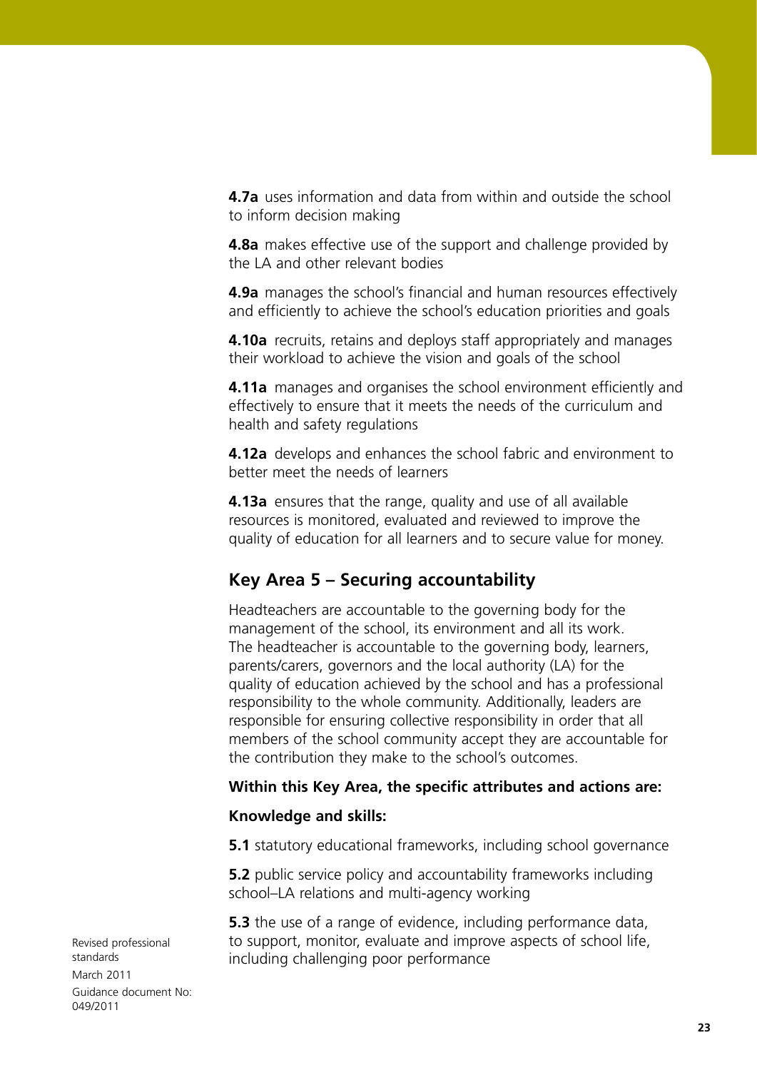**4.7a** uses information and data from within and outside the school to inform decision making

**4.8a** makes effective use of the support and challenge provided by the LA and other relevant bodies

**4.9a** manages the school's financial and human resources effectively and efficiently to achieve the school's education priorities and goals

**4.10a** recruits, retains and deploys staff appropriately and manages their workload to achieve the vision and goals of the school

**4.11a** manages and organises the school environment efficiently and effectively to ensure that it meets the needs of the curriculum and health and safety regulations

**4.12a** develops and enhances the school fabric and environment to better meet the needs of learners

**4.13a** ensures that the range, quality and use of all available resources is monitored, evaluated and reviewed to improve the quality of education for all learners and to secure value for money.

## Key Area 5 – Securing accountability

Headteachers are accountable to the governing body for the management of the school, its environment and all its work. The headteacher is accountable to the governing body, learners, parents/carers, governors and the local authority (LA) for the quality of education achieved by the school and has a professional responsibility to the whole community. Additionally, leaders are responsible for ensuring collective responsibility in order that all members of the school community accept they are accountable for the contribution they make to the school's outcomes.

**Within this Key Area, the specific attributes and actions are:**

**Knowledge and skills:**

**5.1** statutory educational frameworks, including school governance

**5.2** public service policy and accountability frameworks including school–LA relations and multi-agency working

**5.3** the use of a range of evidence, including performance data, to support, monitor, evaluate and improve aspects of school life, including challenging poor performance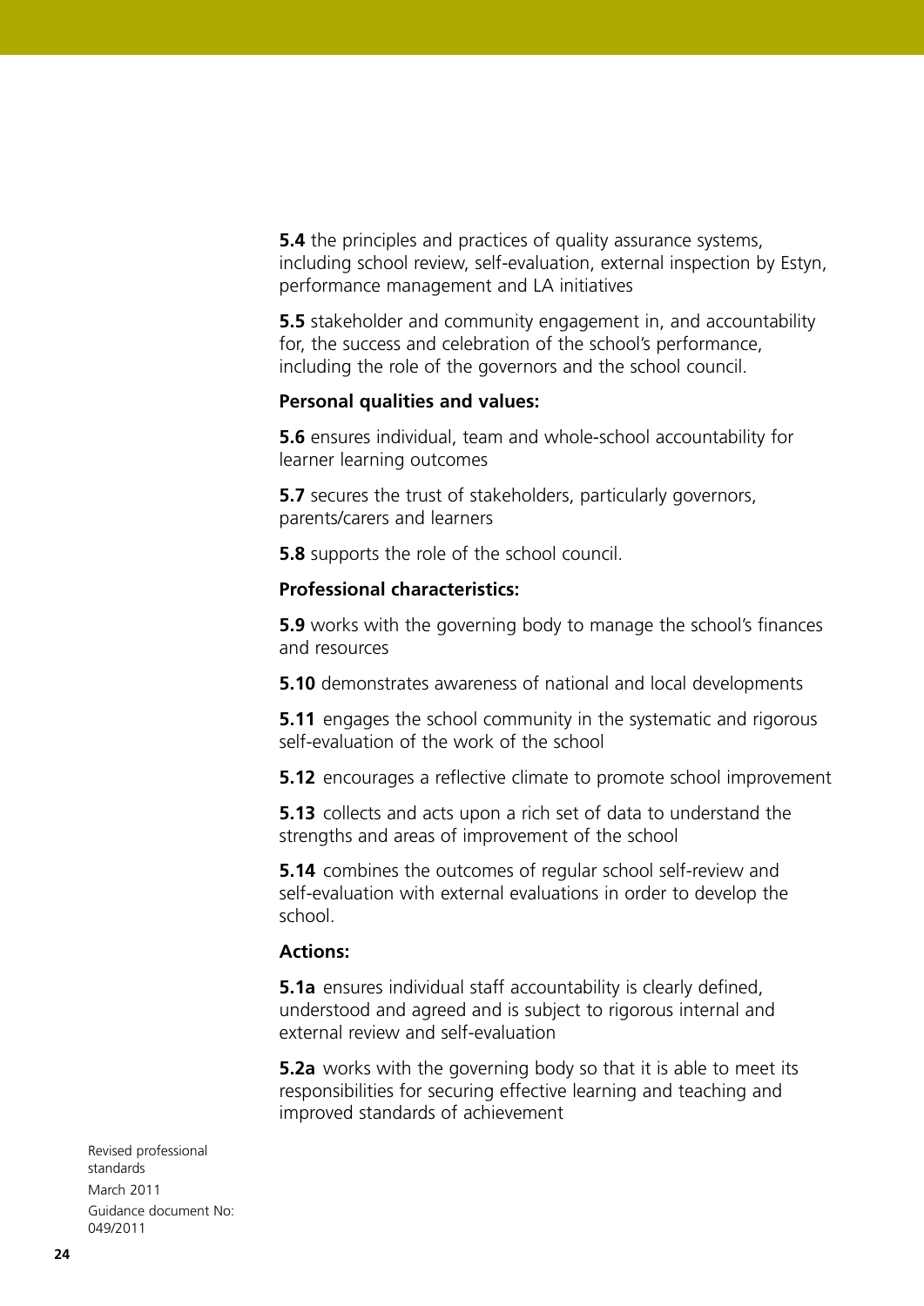**5.4** the principles and practices of quality assurance systems, including school review, self-evaluation, external inspection by Estyn, performance management and LA initiatives

**5.5** stakeholder and community engagement in, and accountability for, the success and celebration of the school's performance, including the role of the governors and the school council.

**Personal qualities and values:**

**5.6** ensures individual, team and whole-school accountability for learner learning outcomes

**5.7** secures the trust of stakeholders, particularly governors, parents/carers and learners

**5.8** supports the role of the school council.

**Professional characteristics:**

**5.9** works with the governing body to manage the school's finances and resources

**5.10** demonstrates awareness of national and local developments

**5.11** engages the school community in the systematic and rigorous self-evaluation of the work of the school

**5.12** encourages a reflective climate to promote school improvement

**5.13** collects and acts upon a rich set of data to understand the strengths and areas of improvement of the school

**5.14** combines the outcomes of regular school self-review and self-evaluation with external evaluations in order to develop the school.

**Actions:**

**5.1a** ensures individual staff accountability is clearly defined, understood and agreed and is subject to rigorous internal and external review and self-evaluation

**5.2a** works with the governing body so that it is able to meet its responsibilities for securing effective learning and teaching and improved standards of achievement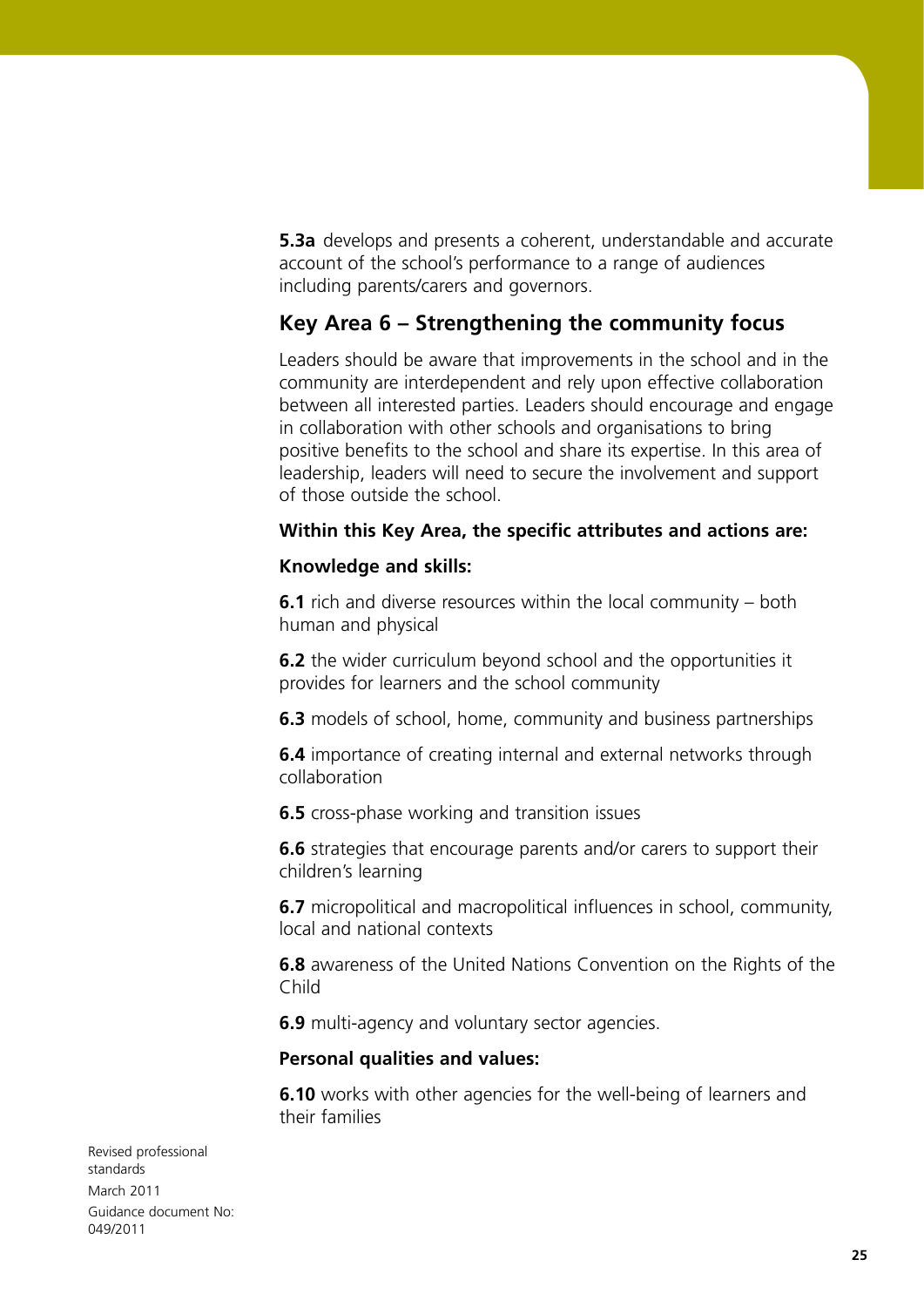**5.3a** develops and presents a coherent, understandable and accurate account of the school's performance to a range of audiences including parents/carers and governors.

## Key Area 6 – Strengthening the community focus

Leaders should be aware that improvements in the school and in the community are interdependent and rely upon effective collaboration between all interested parties. Leaders should encourage and engage in collaboration with other schools and organisations to bring positive benefits to the school and share its expertise. In this area of leadership, leaders will need to secure the involvement and support of those outside the school.

**Within this Key Area, the specific attributes and actions are:**

**Knowledge and skills:**

**6.1** rich and diverse resources within the local community – both human and physical

**6.2** the wider curriculum beyond school and the opportunities it provides for learners and the school community

**6.3** models of school, home, community and business partnerships

**6.4** importance of creating internal and external networks through collaboration

**6.5** cross-phase working and transition issues

**6.6** strategies that encourage parents and/or carers to support their children's learning

**6.7** micropolitical and macropolitical influences in school, community, local and national contexts

**6.8** awareness of the United Nations Convention on the Rights of the Child

**6.9** multi-agency and voluntary sector agencies.

**Personal qualities and values:**

**6.10** works with other agencies for the well-being of learners and their families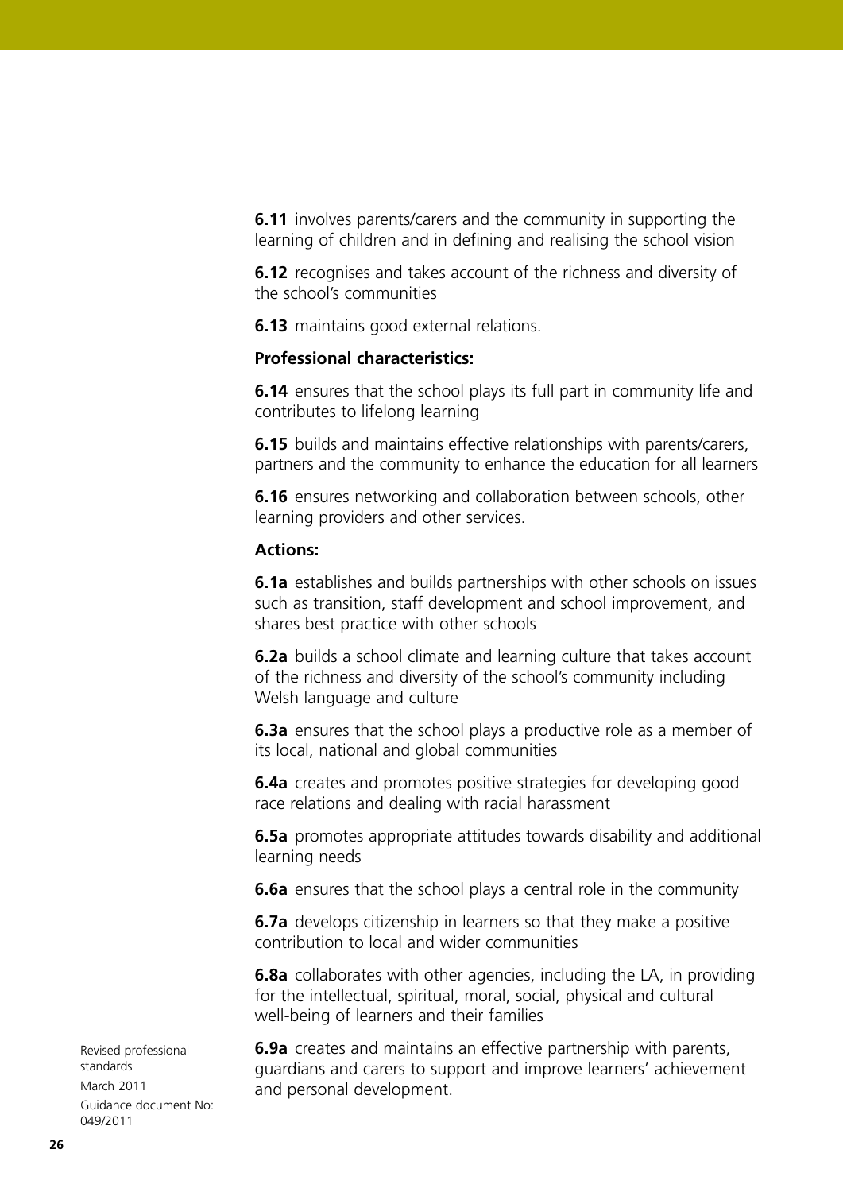**6.11** involves parents/carers and the community in supporting the learning of children and in defining and realising the school vision

**6.12** recognises and takes account of the richness and diversity of the school's communities

**6.13** maintains good external relations.

**Professional characteristics:**

**6.14** ensures that the school plays its full part in community life and contributes to lifelong learning

**6.15** builds and maintains effective relationships with parents/carers, partners and the community to enhance the education for all learners

**6.16** ensures networking and collaboration between schools, other learning providers and other services.

**Actions:**

**6.1a** establishes and builds partnerships with other schools on issues such as transition, staff development and school improvement, and shares best practice with other schools

**6.2a** builds a school climate and learning culture that takes account of the richness and diversity of the school's community including Welsh language and culture

**6.3a** ensures that the school plays a productive role as a member of its local, national and global communities

**6.4a** creates and promotes positive strategies for developing good race relations and dealing with racial harassment

**6.5a** promotes appropriate attitudes towards disability and additional learning needs

**6.6a** ensures that the school plays a central role in the community

**6.7a** develops citizenship in learners so that they make a positive contribution to local and wider communities

**6.8a** collaborates with other agencies, including the LA, in providing for the intellectual, spiritual, moral, social, physical and cultural well-being of learners and their families

**6.9a** creates and maintains an effective partnership with parents, guardians and carers to support and improve learners' achievement and personal development.